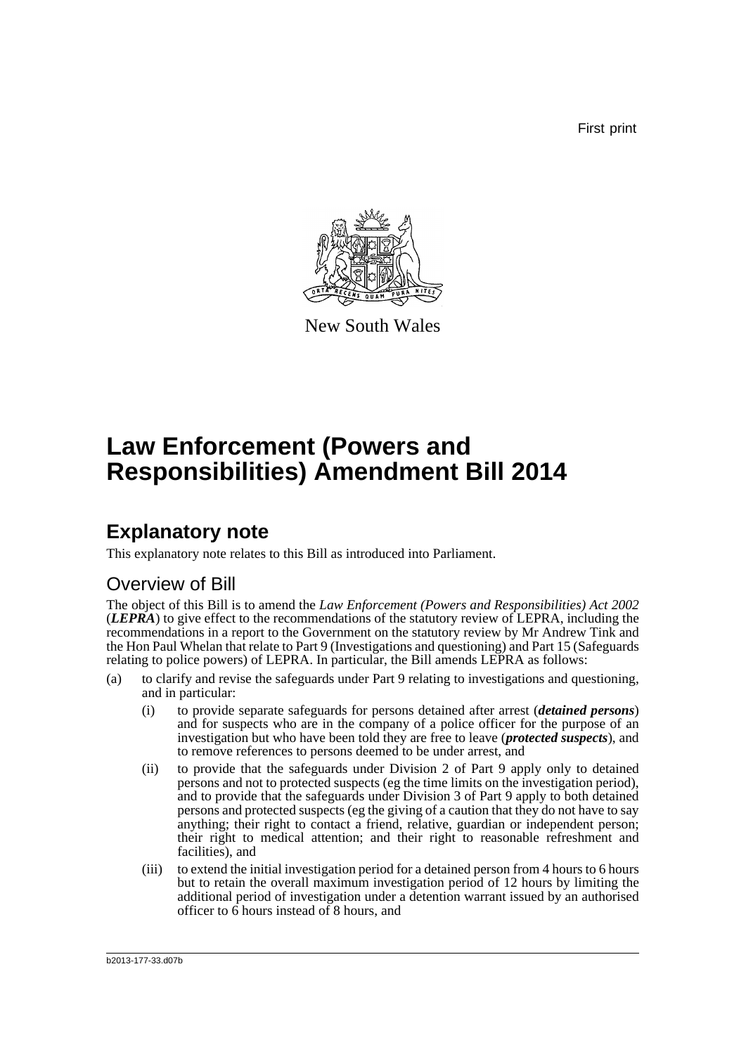First print

New South Wales

# Law Enforcement (Powers and Responsibilities) Amendment Bill 2014

## Explanatory note

This explanatory note relates to this Bill as introduced into Parliament.

### Overview of Bill

The object of this Bill is to amend the *Law Enforcement (Powers and Responsibilities) Act 2002* (***LEPRA***) to give effect to the recommendations of the statutory review of LEPRA, including the recommendations in a report to the Government on the statutory review by Mr Andrew Tink and the Hon Paul Whelan that relate to Part 9 (Investigations and questioning) and Part 15 (Safeguards relating to police powers) of LEPRA. In particular, the Bill amends LEPRA as follows:

(a) to clarify and revise the safeguards under Part 9 relating to investigations and questioning, and in particular:

- (i) to provide separate safeguards for persons detained after arrest (***detained persons***) and for suspects who are in the company of a police officer for the purpose of an investigation but who have been told they are free to leave (***protected suspects***), and to remove references to persons deemed to be under arrest, and
- (ii) to provide that the safeguards under Division 2 of Part 9 apply only to detained persons and not to protected suspects (eg the time limits on the investigation period), and to provide that the safeguards under Division 3 of Part 9 apply to both detained persons and protected suspects (eg the giving of a caution that they do not have to say anything; their right to contact a friend, relative, guardian or independent person; their right to medical attention; and their right to reasonable refreshment and facilities), and
- (iii) to extend the initial investigation period for a detained person from 4 hours to 6 hours but to retain the overall maximum investigation period of 12 hours by limiting the additional period of investigation under a detention warrant issued by an authorised officer to 6 hours instead of 8 hours, and

b2013-177-33.d07b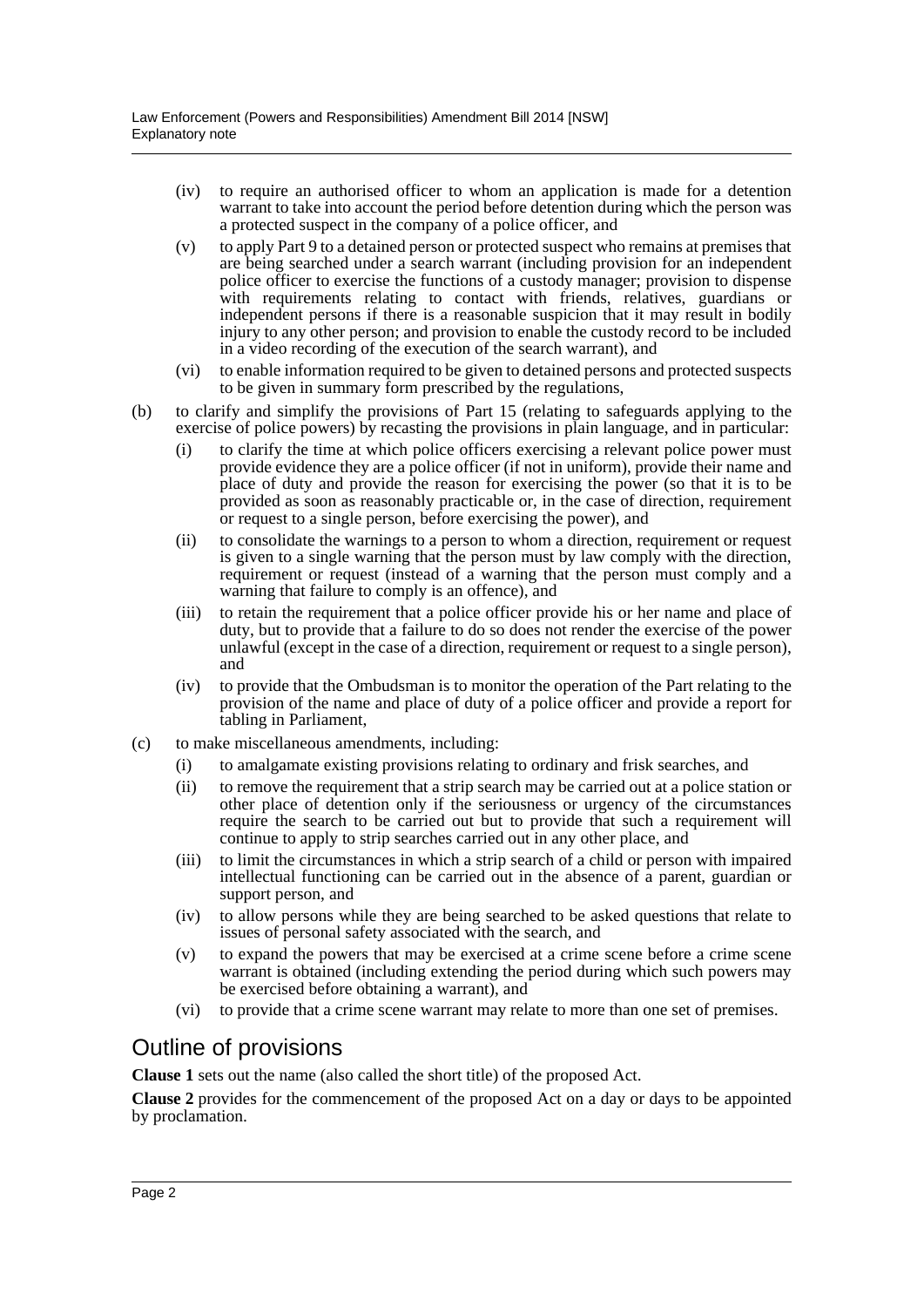- (iv) to require an authorised officer to whom an application is made for a detention warrant to take into account the period before detention during which the person was a protected suspect in the company of a police officer, and
- (v) to apply Part 9 to a detained person or protected suspect who remains at premises that are being searched under a search warrant (including provision for an independent police officer to exercise the functions of a custody manager; provision to dispense with requirements relating to contact with friends, relatives, guardians or independent persons if there is a reasonable suspicion that it may result in bodily injury to any other person; and provision to enable the custody record to be included in a video recording of the execution of the search warrant), and
- (vi) to enable information required to be given to detained persons and protected suspects to be given in summary form prescribed by the regulations,

(b) to clarify and simplify the provisions of Part 15 (relating to safeguards applying to the exercise of police powers) by recasting the provisions in plain language, and in particular:

- (i) to clarify the time at which police officers exercising a relevant police power must provide evidence they are a police officer (if not in uniform), provide their name and place of duty and provide the reason for exercising the power (so that it is to be provided as soon as reasonably practicable or, in the case of direction, requirement or request to a single person, before exercising the power), and
- (ii) to consolidate the warnings to a person to whom a direction, requirement or request is given to a single warning that the person must by law comply with the direction, requirement or request (instead of a warning that the person must comply and a warning that failure to comply is an offence), and
- (iii) to retain the requirement that a police officer provide his or her name and place of duty, but to provide that a failure to do so does not render the exercise of the power unlawful (except in the case of a direction, requirement or request to a single person), and
- (iv) to provide that the Ombudsman is to monitor the operation of the Part relating to the provision of the name and place of duty of a police officer and provide a report for tabling in Parliament,

(c) to make miscellaneous amendments, including:

- (i) to amalgamate existing provisions relating to ordinary and frisk searches, and
- (ii) to remove the requirement that a strip search may be carried out at a police station or other place of detention only if the seriousness or urgency of the circumstances require the search to be carried out but to provide that such a requirement will continue to apply to strip searches carried out in any other place, and
- (iii) to limit the circumstances in which a strip search of a child or person with impaired intellectual functioning can be carried out in the absence of a parent, guardian or support person, and
- (iv) to allow persons while they are being searched to be asked questions that relate to issues of personal safety associated with the search, and
- (v) to expand the powers that may be exercised at a crime scene before a crime scene warrant is obtained (including extending the period during which such powers may be exercised before obtaining a warrant), and
- (vi) to provide that a crime scene warrant may relate to more than one set of premises.

## Outline of provisions

**Clause 1** sets out the name (also called the short title) of the proposed Act.

**Clause 2** provides for the commencement of the proposed Act on a day or days to be appointed by proclamation.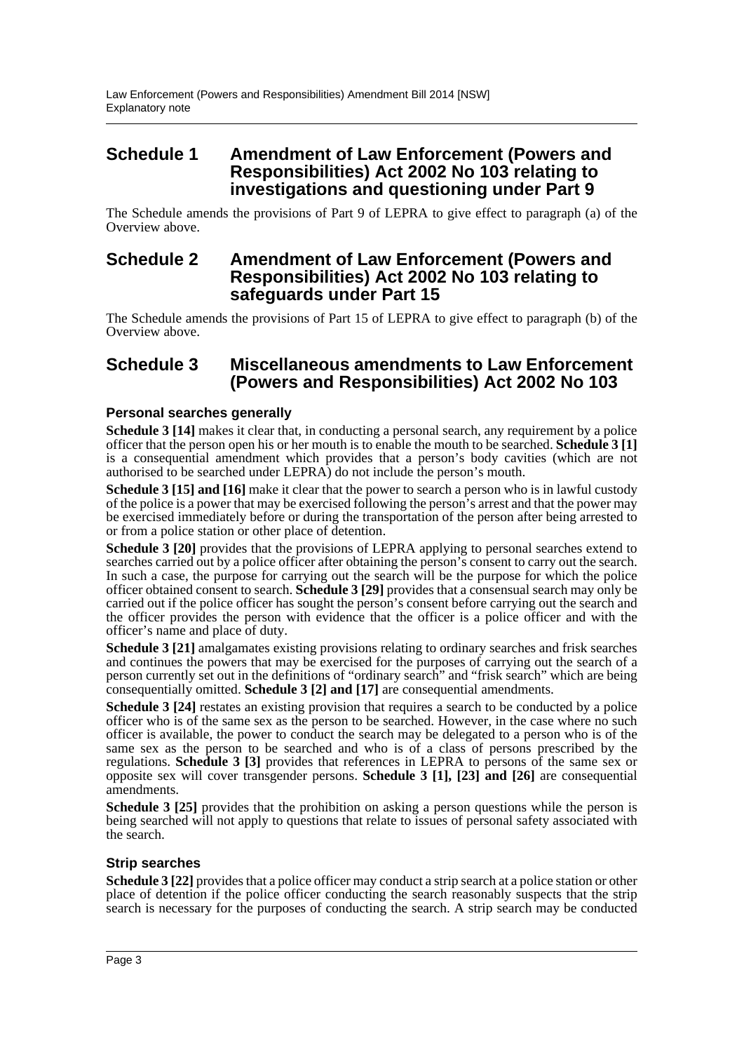## Schedule 1 Amendment of Law Enforcement (Powers and Responsibilities) Act 2002 No 103 relating to investigations and questioning under Part 9

The Schedule amends the provisions of Part 9 of LEPRA to give effect to paragraph (a) of the Overview above.

## Schedule 2 Amendment of Law Enforcement (Powers and Responsibilities) Act 2002 No 103 relating to safeguards under Part 15

The Schedule amends the provisions of Part 15 of LEPRA to give effect to paragraph (b) of the Overview above.

## Schedule 3 Miscellaneous amendments to Law Enforcement (Powers and Responsibilities) Act 2002 No 103

### Personal searches generally

**Schedule 3 [14]** makes it clear that, in conducting a personal search, any requirement by a police officer that the person open his or her mouth is to enable the mouth to be searched. **Schedule 3 [1]** is a consequential amendment which provides that a person's body cavities (which are not authorised to be searched under LEPRA) do not include the person's mouth.

**Schedule 3 [15] and [16]** make it clear that the power to search a person who is in lawful custody of the police is a power that may be exercised following the person's arrest and that the power may be exercised immediately before or during the transportation of the person after being arrested to or from a police station or other place of detention.

**Schedule 3 [20]** provides that the provisions of LEPRA applying to personal searches extend to searches carried out by a police officer after obtaining the person's consent to carry out the search. In such a case, the purpose for carrying out the search will be the purpose for which the police officer obtained consent to search. **Schedule 3 [29]** provides that a consensual search may only be carried out if the police officer has sought the person's consent before carrying out the search and the officer provides the person with evidence that the officer is a police officer and with the officer's name and place of duty.

**Schedule 3 [21]** amalgamates existing provisions relating to ordinary searches and frisk searches and continues the powers that may be exercised for the purposes of carrying out the search of a person currently set out in the definitions of "ordinary search" and "frisk search" which are being consequentially omitted. **Schedule 3 [2] and [17]** are consequential amendments.

**Schedule 3 [24]** restates an existing provision that requires a search to be conducted by a police officer who is of the same sex as the person to be searched. However, in the case where no such officer is available, the power to conduct the search may be delegated to a person who is of the same sex as the person to be searched and who is of a class of persons prescribed by the regulations. **Schedule 3 [3]** provides that references in LEPRA to persons of the same sex or opposite sex will cover transgender persons. **Schedule 3 [1], [23] and [26]** are consequential amendments.

**Schedule 3 [25]** provides that the prohibition on asking a person questions while the person is being searched will not apply to questions that relate to issues of personal safety associated with the search.

### Strip searches

**Schedule 3 [22]** provides that a police officer may conduct a strip search at a police station or other place of detention if the police officer conducting the search reasonably suspects that the strip search is necessary for the purposes of conducting the search. A strip search may be conducted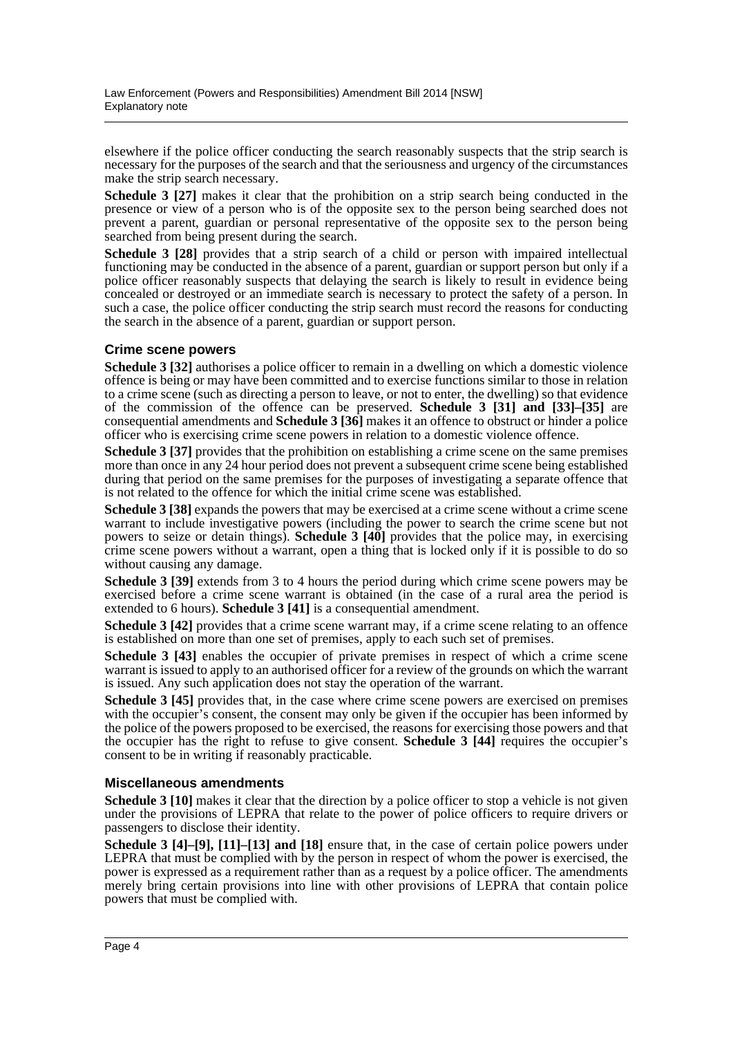elsewhere if the police officer conducting the search reasonably suspects that the strip search is necessary for the purposes of the search and that the seriousness and urgency of the circumstances make the strip search necessary.

**Schedule 3 [27]** makes it clear that the prohibition on a strip search being conducted in the presence or view of a person who is of the opposite sex to the person being searched does not prevent a parent, guardian or personal representative of the opposite sex to the person being searched from being present during the search.

**Schedule 3 [28]** provides that a strip search of a child or person with impaired intellectual functioning may be conducted in the absence of a parent, guardian or support person but only if a police officer reasonably suspects that delaying the search is likely to result in evidence being concealed or destroyed or an immediate search is necessary to protect the safety of a person. In such a case, the police officer conducting the strip search must record the reasons for conducting the search in the absence of a parent, guardian or support person.

### Crime scene powers

**Schedule 3 [32]** authorises a police officer to remain in a dwelling on which a domestic violence offence is being or may have been committed and to exercise functions similar to those in relation to a crime scene (such as directing a person to leave, or not to enter, the dwelling) so that evidence of the commission of the offence can be preserved. **Schedule 3 [31] and [33]–[35]** are consequential amendments and **Schedule 3 [36]** makes it an offence to obstruct or hinder a police officer who is exercising crime scene powers in relation to a domestic violence offence.

**Schedule 3 [37]** provides that the prohibition on establishing a crime scene on the same premises more than once in any 24 hour period does not prevent a subsequent crime scene being established during that period on the same premises for the purposes of investigating a separate offence that is not related to the offence for which the initial crime scene was established.

**Schedule 3 [38]** expands the powers that may be exercised at a crime scene without a crime scene warrant to include investigative powers (including the power to search the crime scene but not powers to seize or detain things). **Schedule 3 [40]** provides that the police may, in exercising crime scene powers without a warrant, open a thing that is locked only if it is possible to do so without causing any damage.

**Schedule 3 [39]** extends from 3 to 4 hours the period during which crime scene powers may be exercised before a crime scene warrant is obtained (in the case of a rural area the period is extended to 6 hours). **Schedule 3 [41]** is a consequential amendment.

**Schedule 3 [42]** provides that a crime scene warrant may, if a crime scene relating to an offence is established on more than one set of premises, apply to each such set of premises.

**Schedule 3 [43]** enables the occupier of private premises in respect of which a crime scene warrant is issued to apply to an authorised officer for a review of the grounds on which the warrant is issued. Any such application does not stay the operation of the warrant.

**Schedule 3 [45]** provides that, in the case where crime scene powers are exercised on premises with the occupier's consent, the consent may only be given if the occupier has been informed by the police of the powers proposed to be exercised, the reasons for exercising those powers and that the occupier has the right to refuse to give consent. **Schedule 3 [44]** requires the occupier's consent to be in writing if reasonably practicable.

### Miscellaneous amendments

**Schedule 3 [10]** makes it clear that the direction by a police officer to stop a vehicle is not given under the provisions of LEPRA that relate to the power of police officers to require drivers or passengers to disclose their identity.

**Schedule 3 [4]–[9], [11]–[13] and [18]** ensure that, in the case of certain police powers under LEPRA that must be complied with by the person in respect of whom the power is exercised, the power is expressed as a requirement rather than as a request by a police officer. The amendments merely bring certain provisions into line with other provisions of LEPRA that contain police powers that must be complied with.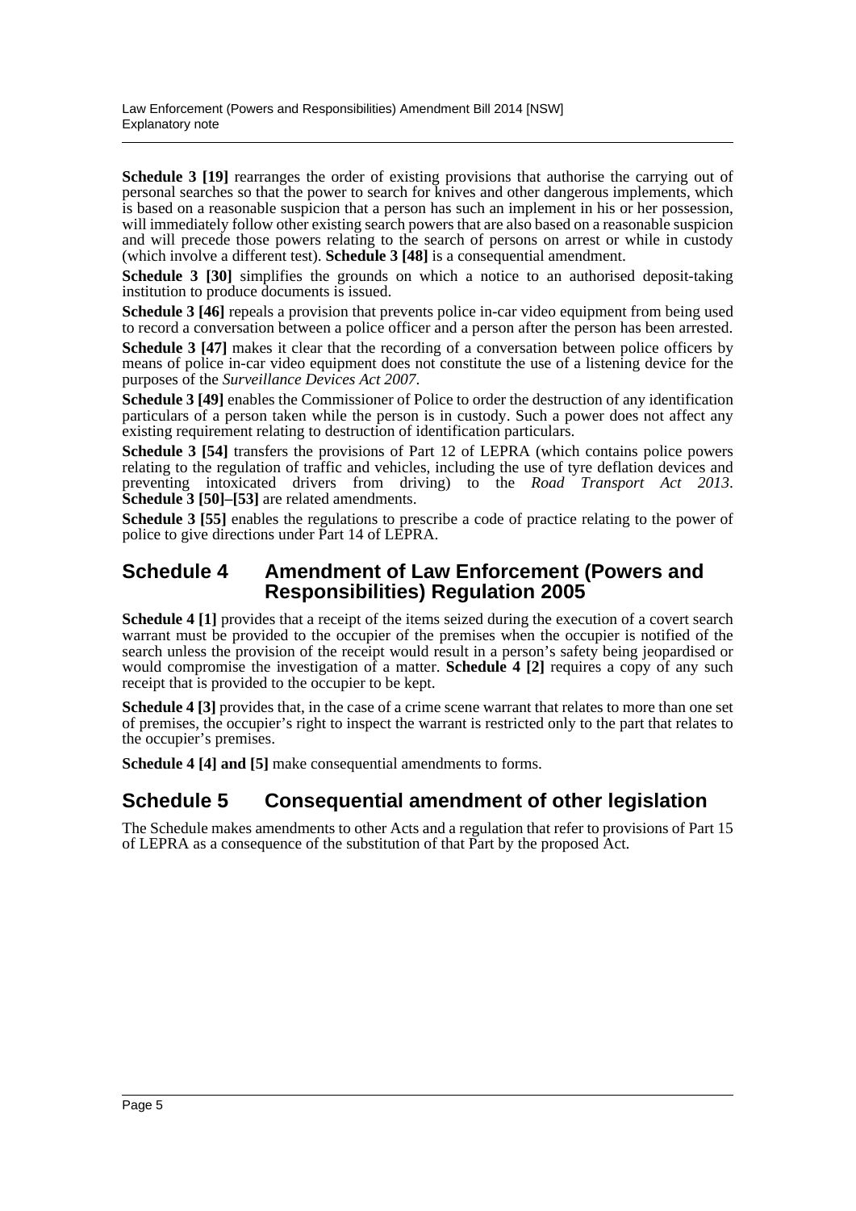**Schedule 3 [19]** rearranges the order of existing provisions that authorise the carrying out of personal searches so that the power to search for knives and other dangerous implements, which is based on a reasonable suspicion that a person has such an implement in his or her possession, will immediately follow other existing search powers that are also based on a reasonable suspicion and will precede those powers relating to the search of persons on arrest or while in custody (which involve a different test). **Schedule 3 [48]** is a consequential amendment.

**Schedule 3 [30]** simplifies the grounds on which a notice to an authorised deposit-taking institution to produce documents is issued.

**Schedule 3 [46]** repeals a provision that prevents police in-car video equipment from being used to record a conversation between a police officer and a person after the person has been arrested.

**Schedule 3 [47]** makes it clear that the recording of a conversation between police officers by means of police in-car video equipment does not constitute the use of a listening device for the purposes of the *Surveillance Devices Act 2007*.

**Schedule 3 [49]** enables the Commissioner of Police to order the destruction of any identification particulars of a person taken while the person is in custody. Such a power does not affect any existing requirement relating to destruction of identification particulars.

**Schedule 3 [54]** transfers the provisions of Part 12 of LEPRA (which contains police powers relating to the regulation of traffic and vehicles, including the use of tyre deflation devices and preventing intoxicated drivers from driving) to the *Road Transport Act 2013*. **Schedule 3 [50]–[53]** are related amendments.

**Schedule 3 [55]** enables the regulations to prescribe a code of practice relating to the power of police to give directions under Part 14 of LEPRA.

## Schedule 4 Amendment of Law Enforcement (Powers and Responsibilities) Regulation 2005

**Schedule 4 [1]** provides that a receipt of the items seized during the execution of a covert search warrant must be provided to the occupier of the premises when the occupier is notified of the search unless the provision of the receipt would result in a person's safety being jeopardised or would compromise the investigation of a matter. **Schedule 4 [2]** requires a copy of any such receipt that is provided to the occupier to be kept.

**Schedule 4 [3]** provides that, in the case of a crime scene warrant that relates to more than one set of premises, the occupier's right to inspect the warrant is restricted only to the part that relates to the occupier's premises.

**Schedule 4 [4] and [5]** make consequential amendments to forms.

## Schedule 5 Consequential amendment of other legislation

The Schedule makes amendments to other Acts and a regulation that refer to provisions of Part 15 of LEPRA as a consequence of the substitution of that Part by the proposed Act.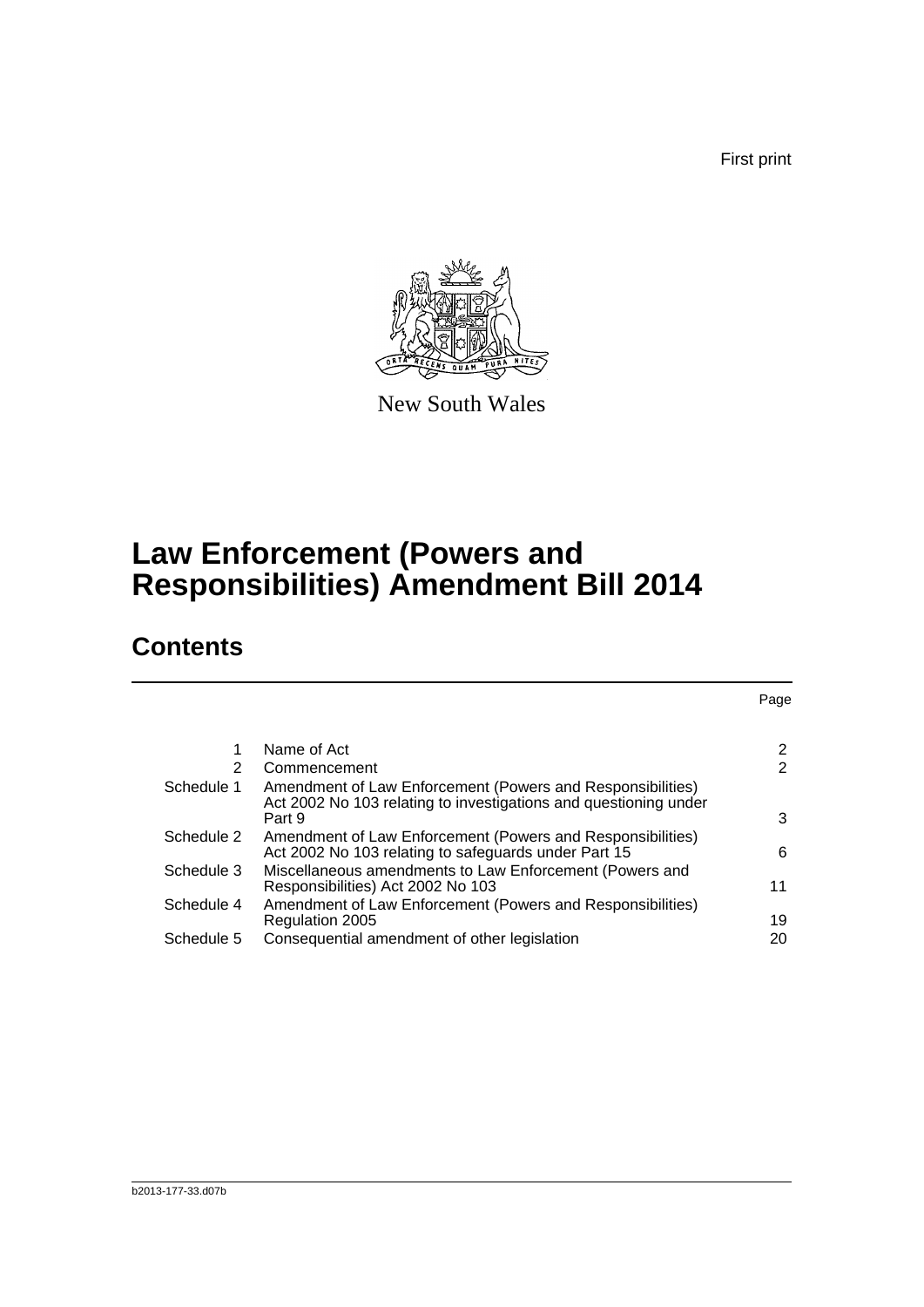First print

New South Wales

# Law Enforcement (Powers and Responsibilities) Amendment Bill 2014

## Contents

| | | Page |
|---|---|---|
| 1 | Name of Act | 2 |
| 2 | Commencement | 2 |
| Schedule 1 | Amendment of Law Enforcement (Powers and Responsibilities) Act 2002 No 103 relating to investigations and questioning under Part 9 | 3 |
| Schedule 2 | Amendment of Law Enforcement (Powers and Responsibilities) Act 2002 No 103 relating to safeguards under Part 15 | 6 |
| Schedule 3 | Miscellaneous amendments to Law Enforcement (Powers and Responsibilities) Act 2002 No 103 | 11 |
| Schedule 4 | Amendment of Law Enforcement (Powers and Responsibilities) Regulation 2005 | 19 |
| Schedule 5 | Consequential amendment of other legislation | 20 |

b2013-177-33.d07b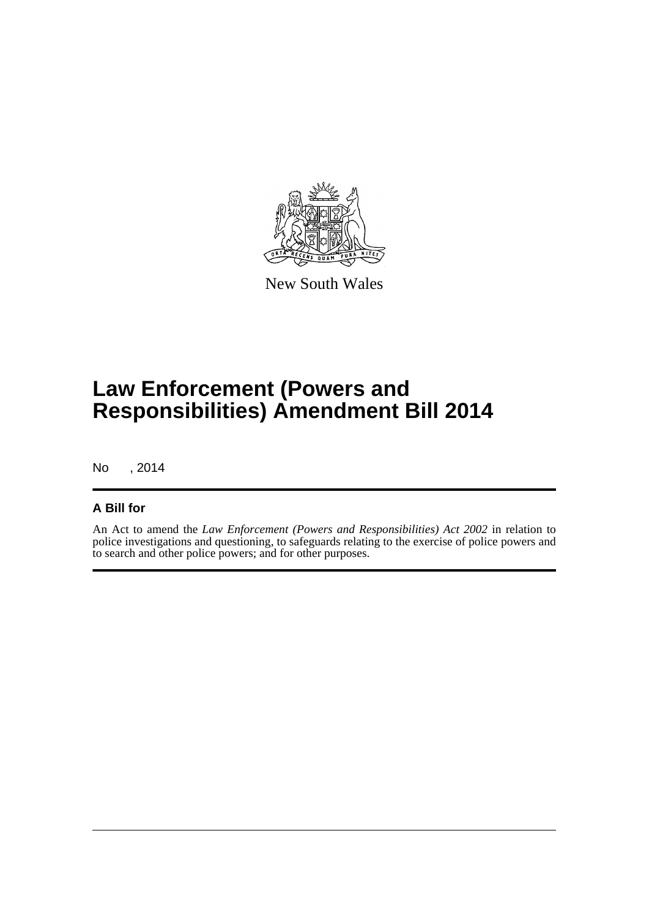New South Wales

# Law Enforcement (Powers and Responsibilities) Amendment Bill 2014

No , 2014

## A Bill for

An Act to amend the *Law Enforcement (Powers and Responsibilities) Act 2002* in relation to police investigations and questioning, to safeguards relating to the exercise of police powers and to search and other police powers; and for other purposes.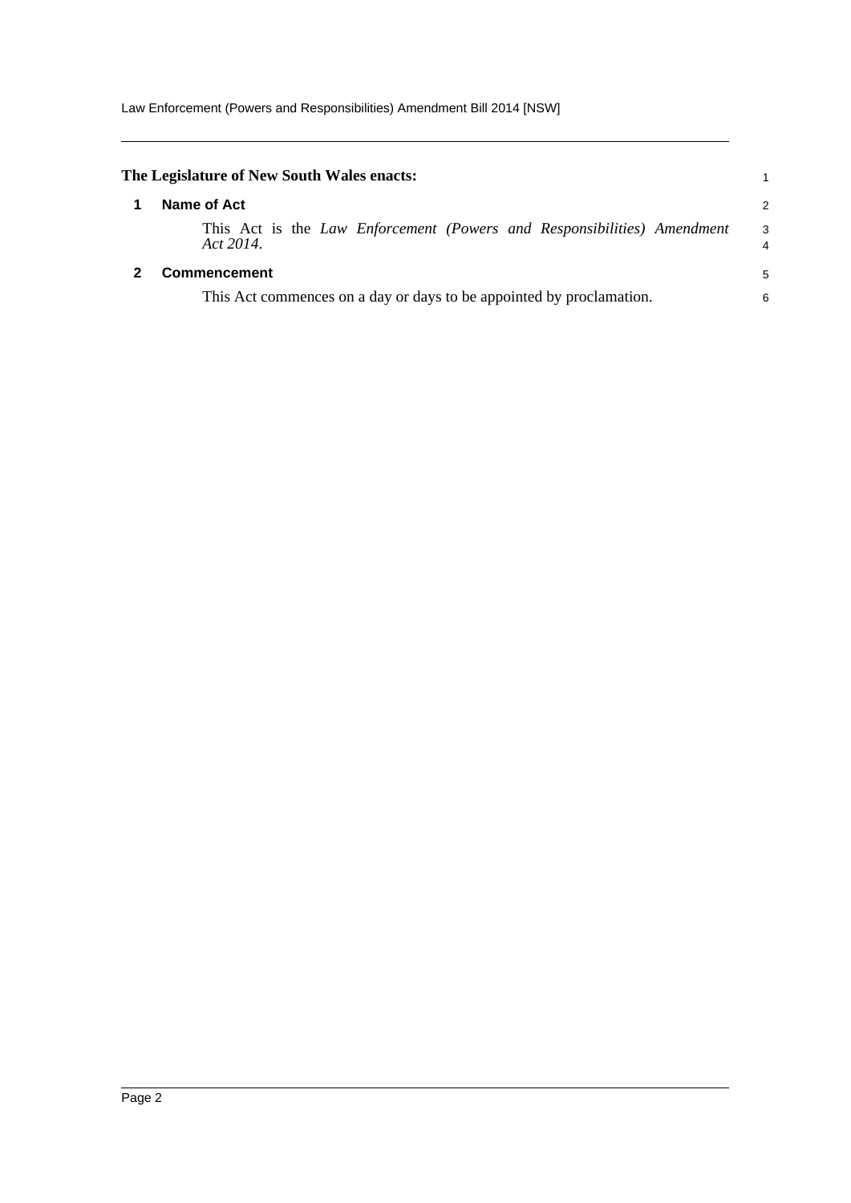**The Legislature of New South Wales enacts:**

## 1 Name of Act

This Act is the *Law Enforcement (Powers and Responsibilities) Amendment Act 2014*.

## 2 Commencement

This Act commences on a day or days to be appointed by proclamation.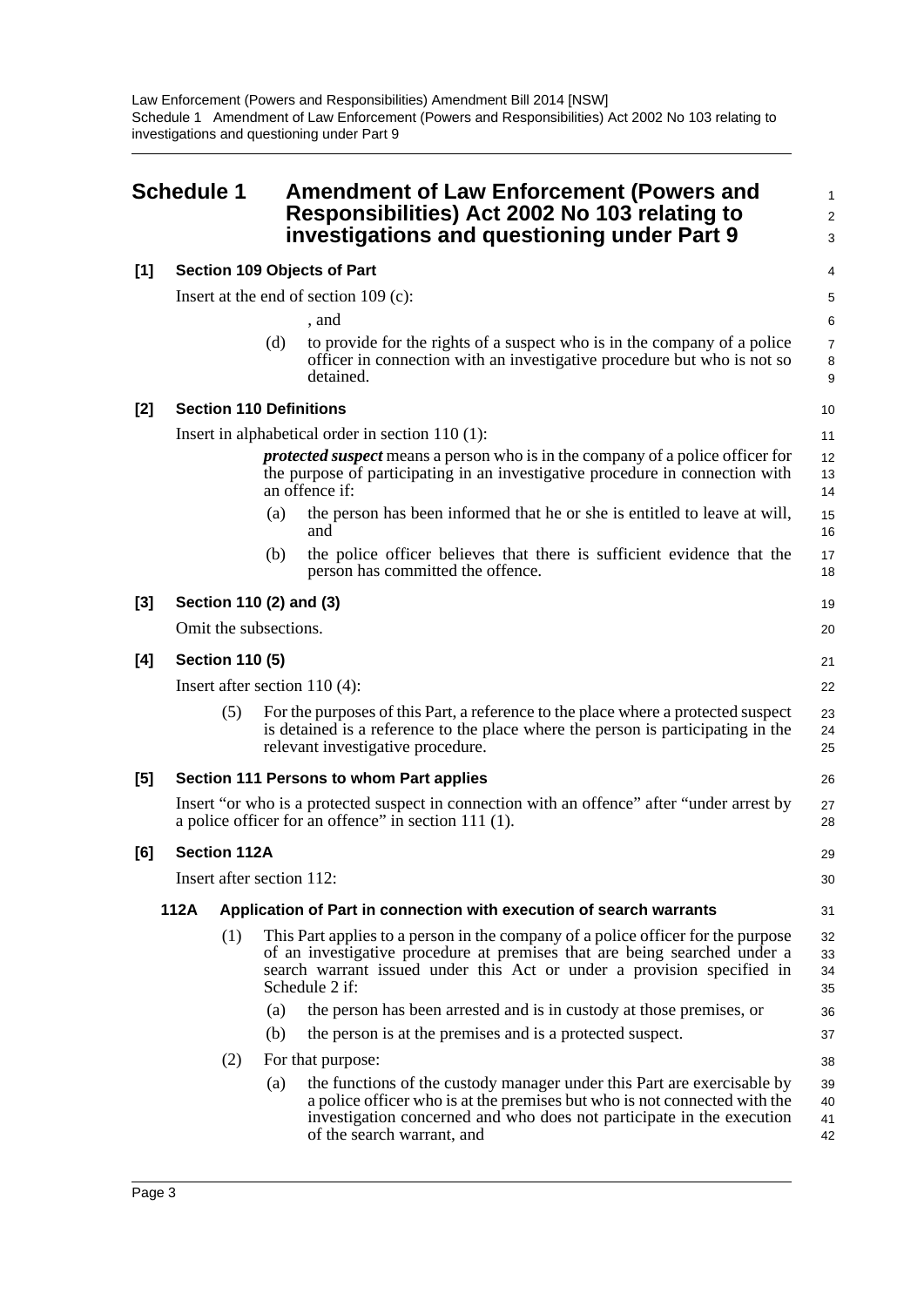# Schedule 1 Amendment of Law Enforcement (Powers and Responsibilities) Act 2002 No 103 relating to investigations and questioning under Part 9

**[1] Section 109 Objects of Part**

Insert at the end of section 109 (c):

, and

(d) to provide for the rights of a suspect who is in the company of a police officer in connection with an investigative procedure but who is not so detained.

**[2] Section 110 Definitions**

Insert in alphabetical order in section 110 (1):

***protected suspect*** means a person who is in the company of a police officer for the purpose of participating in an investigative procedure in connection with an offence if:

(a) the person has been informed that he or she is entitled to leave at will, and

(b) the police officer believes that there is sufficient evidence that the person has committed the offence.

**[3] Section 110 (2) and (3)**

Omit the subsections.

**[4] Section 110 (5)**

Insert after section 110 (4):

(5) For the purposes of this Part, a reference to the place where a protected suspect is detained is a reference to the place where the person is participating in the relevant investigative procedure.

**[5] Section 111 Persons to whom Part applies**

Insert "or who is a protected suspect in connection with an offence" after "under arrest by a police officer for an offence" in section 111 (1).

**[6] Section 112A**

Insert after section 112:

**112A Application of Part in connection with execution of search warrants**

(1) This Part applies to a person in the company of a police officer for the purpose of an investigative procedure at premises that are being searched under a search warrant issued under this Act or under a provision specified in Schedule 2 if:

(a) the person has been arrested and is in custody at those premises, or

(b) the person is at the premises and is a protected suspect.

(2) For that purpose:

(a) the functions of the custody manager under this Part are exercisable by a police officer who is at the premises but who is not connected with the investigation concerned and who does not participate in the execution of the search warrant, and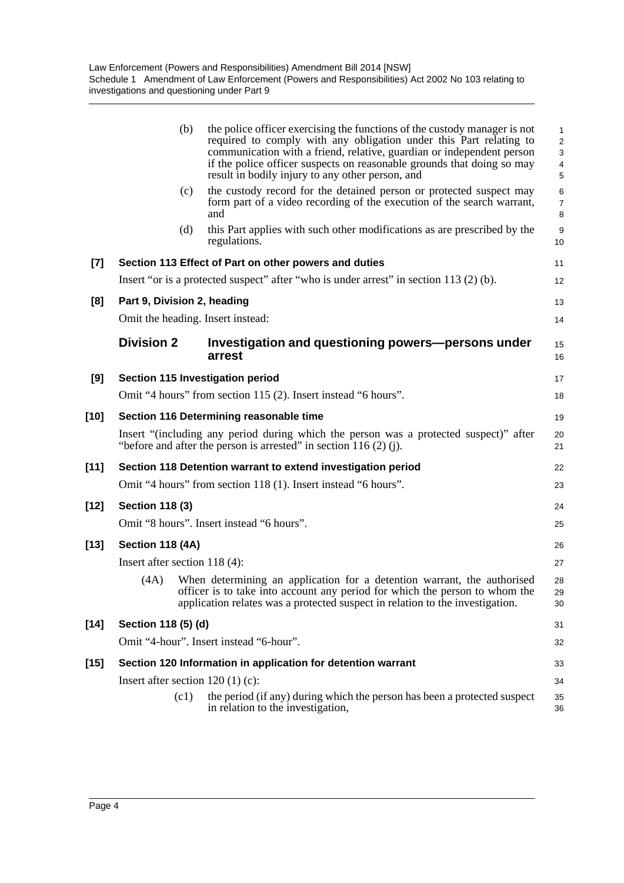(b) the police officer exercising the functions of the custody manager is not required to comply with any obligation under this Part relating to communication with a friend, relative, guardian or independent person if the police officer suspects on reasonable grounds that doing so may result in bodily injury to any other person, and

(c) the custody record for the detained person or protected suspect may form part of a video recording of the execution of the search warrant, and

(d) this Part applies with such other modifications as are prescribed by the regulations.

**[7] Section 113 Effect of Part on other powers and duties**

Insert "or is a protected suspect" after "who is under arrest" in section 113 (2) (b).

**[8] Part 9, Division 2, heading**

Omit the heading. Insert instead:

## Division 2 Investigation and questioning powers—persons under arrest

**[9] Section 115 Investigation period**

Omit "4 hours" from section 115 (2). Insert instead "6 hours".

**[10] Section 116 Determining reasonable time**

Insert "(including any period during which the person was a protected suspect)" after "before and after the person is arrested" in section 116 (2) (j).

**[11] Section 118 Detention warrant to extend investigation period**

Omit "4 hours" from section 118 (1). Insert instead "6 hours".

**[12] Section 118 (3)**

Omit "8 hours". Insert instead "6 hours".

**[13] Section 118 (4A)**

Insert after section 118 (4):

(4A) When determining an application for a detention warrant, the authorised officer is to take into account any period for which the person to whom the application relates was a protected suspect in relation to the investigation.

**[14] Section 118 (5) (d)**

Omit "4-hour". Insert instead "6-hour".

**[15] Section 120 Information in application for detention warrant**

Insert after section 120 (1) (c):

(c1) the period (if any) during which the person has been a protected suspect in relation to the investigation,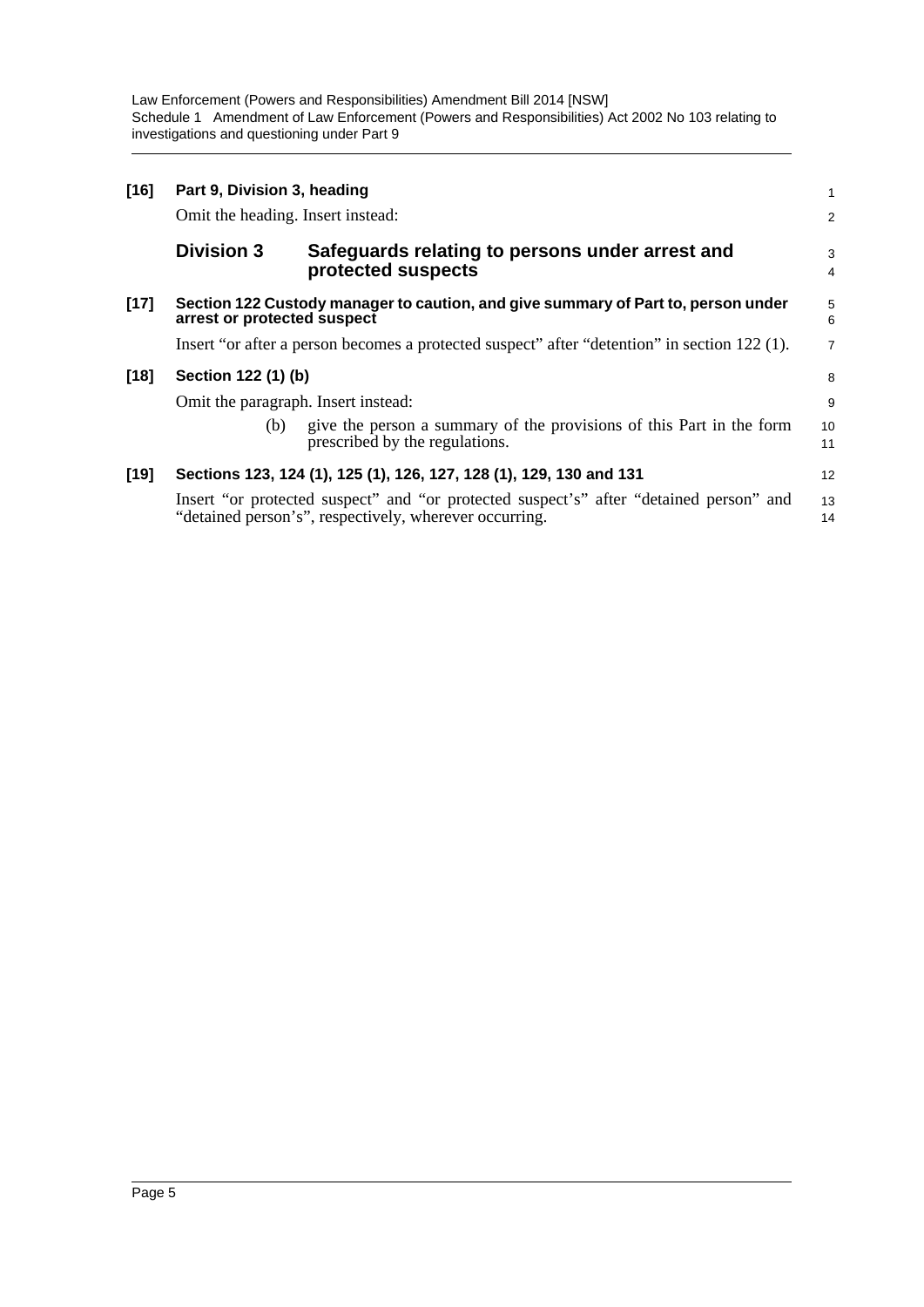**[16] Part 9, Division 3, heading**

Omit the heading. Insert instead:

### Division 3 Safeguards relating to persons under arrest and protected suspects

**[17] Section 122 Custody manager to caution, and give summary of Part to, person under arrest or protected suspect**

Insert "or after a person becomes a protected suspect" after "detention" in section 122 (1).

**[18] Section 122 (1) (b)**

Omit the paragraph. Insert instead:

(b) give the person a summary of the provisions of this Part in the form prescribed by the regulations.

**[19] Sections 123, 124 (1), 125 (1), 126, 127, 128 (1), 129, 130 and 131**

Insert "or protected suspect" and "or protected suspect's" after "detained person" and "detained person's", respectively, wherever occurring.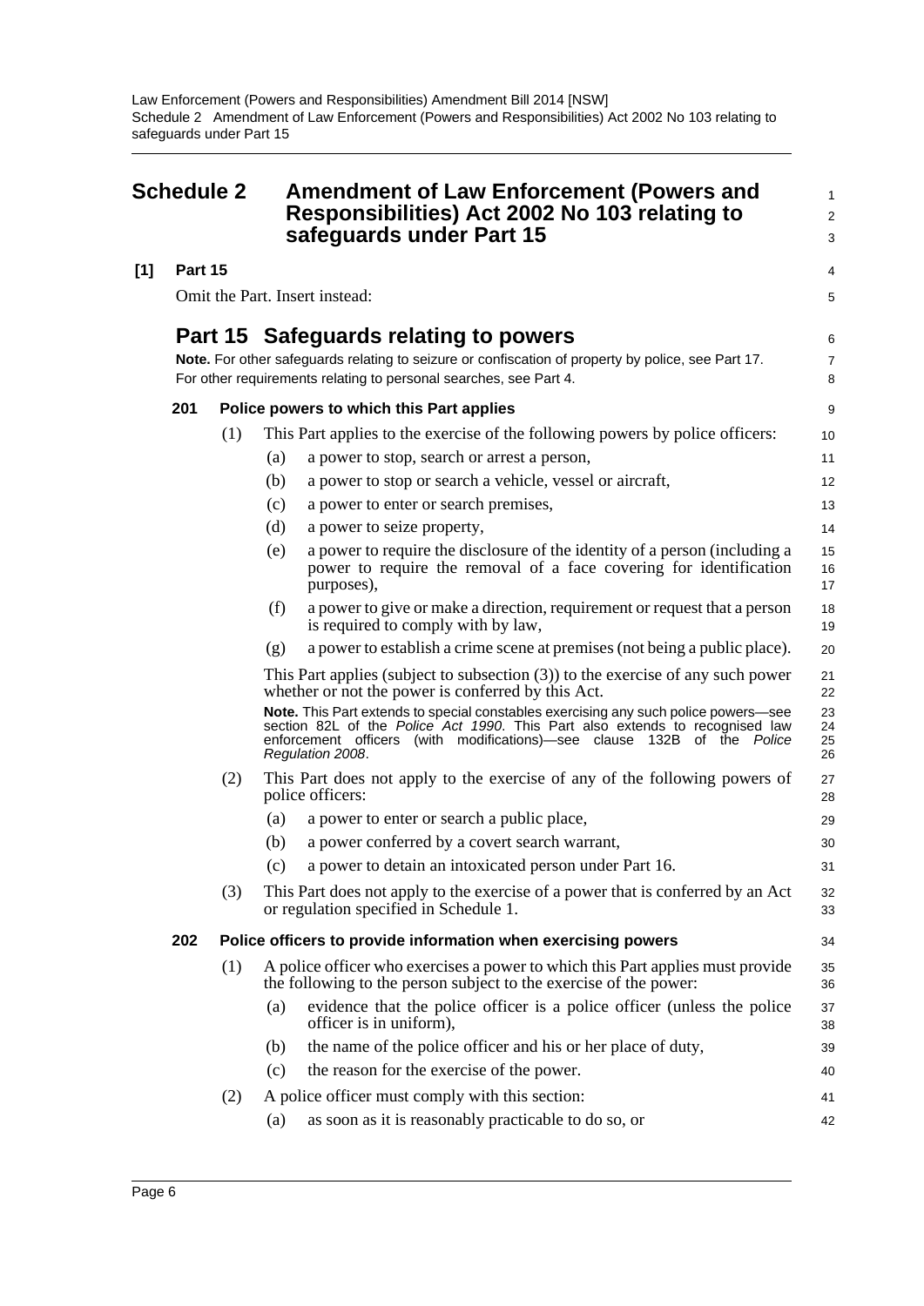# Schedule 2 Amendment of Law Enforcement (Powers and Responsibilities) Act 2002 No 103 relating to safeguards under Part 15

**[1] Part 15**

Omit the Part. Insert instead:

## Part 15 Safeguards relating to powers

**Note.** For other safeguards relating to seizure or confiscation of property by police, see Part 17. For other requirements relating to personal searches, see Part 4.

### 201 Police powers to which this Part applies

(1) This Part applies to the exercise of the following powers by police officers:

(a) a power to stop, search or arrest a person,

(b) a power to stop or search a vehicle, vessel or aircraft,

(c) a power to enter or search premises,

(d) a power to seize property,

(e) a power to require the disclosure of the identity of a person (including a power to require the removal of a face covering for identification purposes),

(f) a power to give or make a direction, requirement or request that a person is required to comply with by law,

(g) a power to establish a crime scene at premises (not being a public place).

This Part applies (subject to subsection (3)) to the exercise of any such power whether or not the power is conferred by this Act.

**Note.** This Part extends to special constables exercising any such police powers—see section 82L of the *Police Act 1990*. This Part also extends to recognised law enforcement officers (with modifications)—see clause 132B of the *Police Regulation 2008*.

(2) This Part does not apply to the exercise of any of the following powers of police officers:

(a) a power to enter or search a public place,

(b) a power conferred by a covert search warrant,

(c) a power to detain an intoxicated person under Part 16.

(3) This Part does not apply to the exercise of a power that is conferred by an Act or regulation specified in Schedule 1.

### 202 Police officers to provide information when exercising powers

(1) A police officer who exercises a power to which this Part applies must provide the following to the person subject to the exercise of the power:

(a) evidence that the police officer is a police officer (unless the police officer is in uniform),

(b) the name of the police officer and his or her place of duty,

(c) the reason for the exercise of the power.

(2) A police officer must comply with this section:

(a) as soon as it is reasonably practicable to do so, or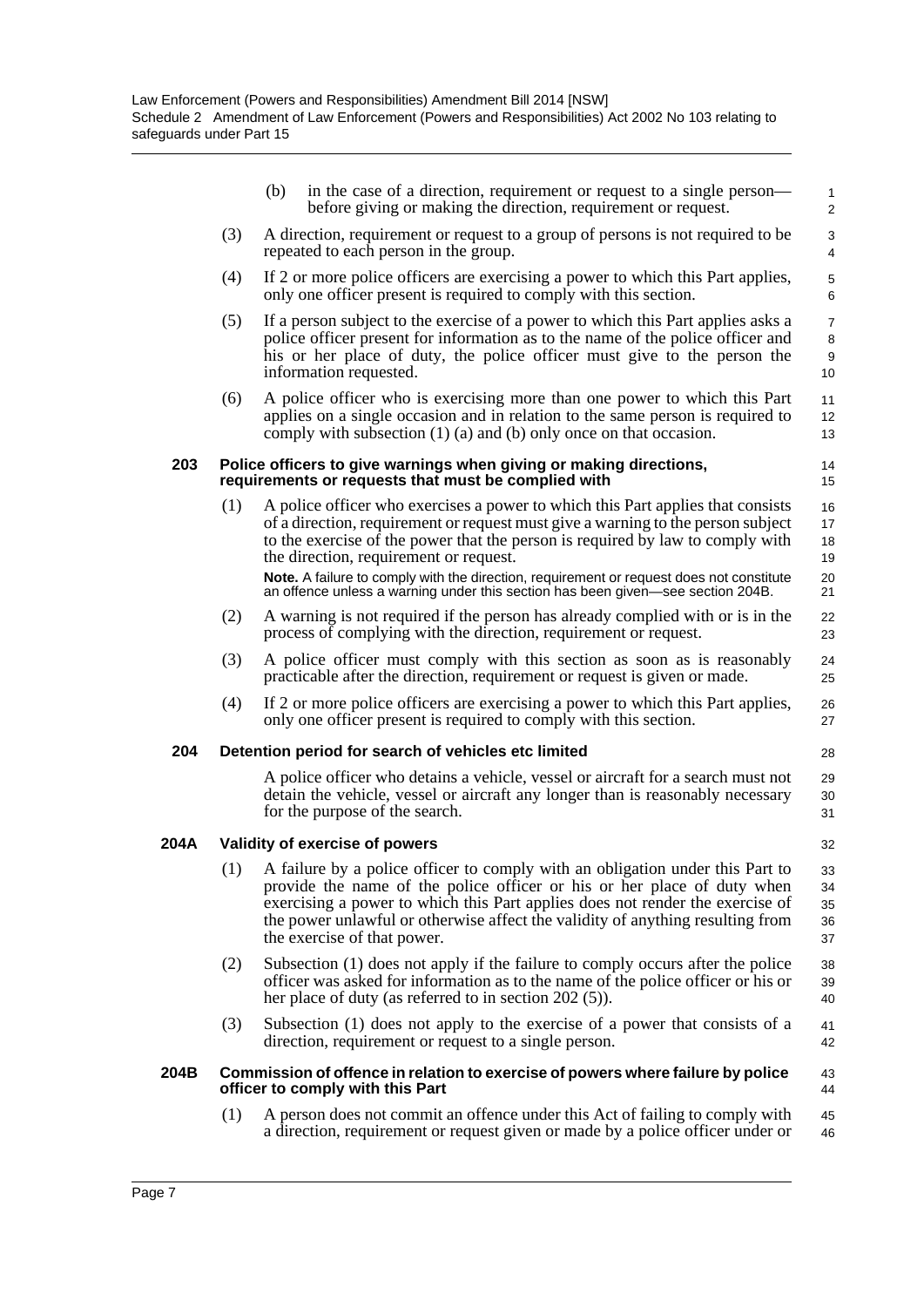(b) in the case of a direction, requirement or request to a single person—before giving or making the direction, requirement or request.

(3) A direction, requirement or request to a group of persons is not required to be repeated to each person in the group.

(4) If 2 or more police officers are exercising a power to which this Part applies, only one officer present is required to comply with this section.

(5) If a person subject to the exercise of a power to which this Part applies asks a police officer present for information as to the name of the police officer and his or her place of duty, the police officer must give to the person the information requested.

(6) A police officer who is exercising more than one power to which this Part applies on a single occasion and in relation to the same person is required to comply with subsection (1) (a) and (b) only once on that occasion.

**203 Police officers to give warnings when giving or making directions, requirements or requests that must be complied with**

(1) A police officer who exercises a power to which this Part applies that consists of a direction, requirement or request must give a warning to the person subject to the exercise of the power that the person is required by law to comply with the direction, requirement or request.

**Note.** A failure to comply with the direction, requirement or request does not constitute an offence unless a warning under this section has been given—see section 204B.

(2) A warning is not required if the person has already complied with or is in the process of complying with the direction, requirement or request.

(3) A police officer must comply with this section as soon as is reasonably practicable after the direction, requirement or request is given or made.

(4) If 2 or more police officers are exercising a power to which this Part applies, only one officer present is required to comply with this section.

**204 Detention period for search of vehicles etc limited**

A police officer who detains a vehicle, vessel or aircraft for a search must not detain the vehicle, vessel or aircraft any longer than is reasonably necessary for the purpose of the search.

**204A Validity of exercise of powers**

(1) A failure by a police officer to comply with an obligation under this Part to provide the name of the police officer or his or her place of duty when exercising a power to which this Part applies does not render the exercise of the power unlawful or otherwise affect the validity of anything resulting from the exercise of that power.

(2) Subsection (1) does not apply if the failure to comply occurs after the police officer was asked for information as to the name of the police officer or his or her place of duty (as referred to in section 202 (5)).

(3) Subsection (1) does not apply to the exercise of a power that consists of a direction, requirement or request to a single person.

**204B Commission of offence in relation to exercise of powers where failure by police officer to comply with this Part**

(1) A person does not commit an offence under this Act of failing to comply with a direction, requirement or request given or made by a police officer under or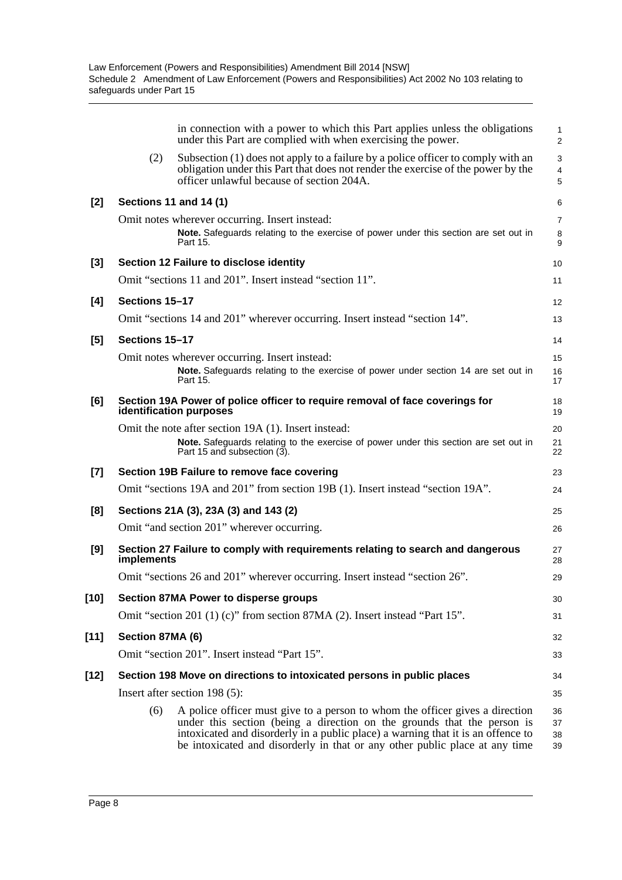in connection with a power to which this Part applies unless the obligations under this Part are complied with when exercising the power.

(2) Subsection (1) does not apply to a failure by a police officer to comply with an obligation under this Part that does not render the exercise of the power by the officer unlawful because of section 204A.

**[2] Sections 11 and 14 (1)**

Omit notes wherever occurring. Insert instead:

**Note.** Safeguards relating to the exercise of power under this section are set out in Part 15.

**[3] Section 12 Failure to disclose identity**

Omit "sections 11 and 201". Insert instead "section 11".

**[4] Sections 15–17**

Omit "sections 14 and 201" wherever occurring. Insert instead "section 14".

**[5] Sections 15–17**

Omit notes wherever occurring. Insert instead:

**Note.** Safeguards relating to the exercise of power under section 14 are set out in Part 15.

**[6] Section 19A Power of police officer to require removal of face coverings for identification purposes**

Omit the note after section 19A (1). Insert instead:

**Note.** Safeguards relating to the exercise of power under this section are set out in Part 15 and subsection (3).

**[7] Section 19B Failure to remove face covering**

Omit "sections 19A and 201" from section 19B (1). Insert instead "section 19A".

**[8] Sections 21A (3), 23A (3) and 143 (2)**

Omit "and section 201" wherever occurring.

**[9] Section 27 Failure to comply with requirements relating to search and dangerous implements**

Omit "sections 26 and 201" wherever occurring. Insert instead "section 26".

**[10] Section 87MA Power to disperse groups**

Omit "section 201 (1) (c)" from section 87MA (2). Insert instead "Part 15".

**[11] Section 87MA (6)**

Omit "section 201". Insert instead "Part 15".

**[12] Section 198 Move on directions to intoxicated persons in public places**

Insert after section 198 (5):

(6) A police officer must give to a person to whom the officer gives a direction under this section (being a direction on the grounds that the person is intoxicated and disorderly in a public place) a warning that it is an offence to be intoxicated and disorderly in that or any other public place at any time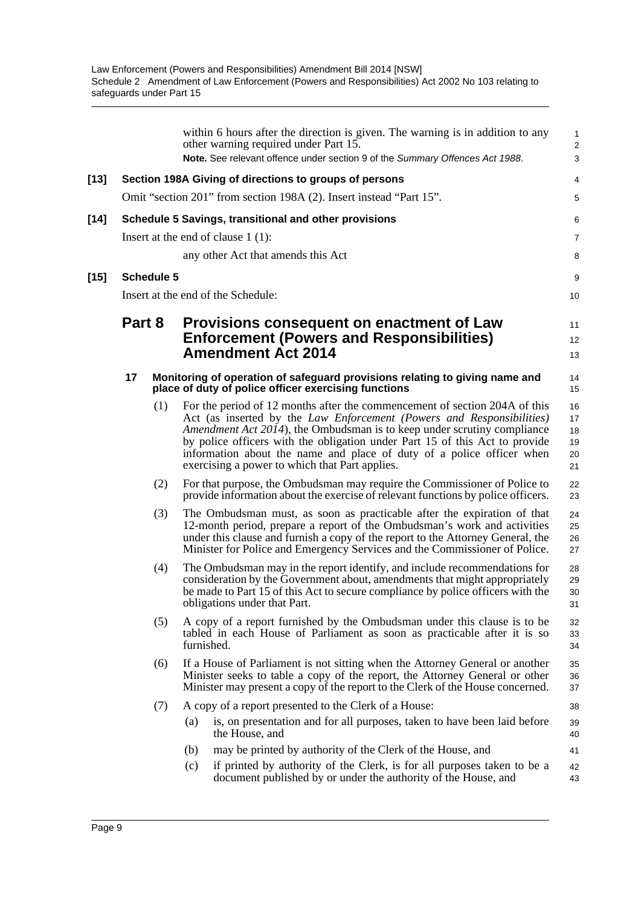within 6 hours after the direction is given. The warning is in addition to any other warning required under Part 15.

**Note.** See relevant offence under section 9 of the *Summary Offences Act 1988*.

**[13] Section 198A Giving of directions to groups of persons**

Omit "section 201" from section 198A (2). Insert instead "Part 15".

**[14] Schedule 5 Savings, transitional and other provisions**

Insert at the end of clause 1 (1):

any other Act that amends this Act

**[15] Schedule 5**

Insert at the end of the Schedule:

## Part 8 Provisions consequent on enactment of Law Enforcement (Powers and Responsibilities) Amendment Act 2014

**17 Monitoring of operation of safeguard provisions relating to giving name and place of duty of police officer exercising functions**

(1) For the period of 12 months after the commencement of section 204A of this Act (as inserted by the *Law Enforcement (Powers and Responsibilities) Amendment Act 2014*), the Ombudsman is to keep under scrutiny compliance by police officers with the obligation under Part 15 of this Act to provide information about the name and place of duty of a police officer when exercising a power to which that Part applies.

(2) For that purpose, the Ombudsman may require the Commissioner of Police to provide information about the exercise of relevant functions by police officers.

(3) The Ombudsman must, as soon as practicable after the expiration of that 12-month period, prepare a report of the Ombudsman's work and activities under this clause and furnish a copy of the report to the Attorney General, the Minister for Police and Emergency Services and the Commissioner of Police.

(4) The Ombudsman may in the report identify, and include recommendations for consideration by the Government about, amendments that might appropriately be made to Part 15 of this Act to secure compliance by police officers with the obligations under that Part.

(5) A copy of a report furnished by the Ombudsman under this clause is to be tabled in each House of Parliament as soon as practicable after it is so furnished.

(6) If a House of Parliament is not sitting when the Attorney General or another Minister seeks to table a copy of the report, the Attorney General or other Minister may present a copy of the report to the Clerk of the House concerned.

(7) A copy of a report presented to the Clerk of a House:

- (a) is, on presentation and for all purposes, taken to have been laid before the House, and
- (b) may be printed by authority of the Clerk of the House, and
- (c) if printed by authority of the Clerk, is for all purposes taken to be a document published by or under the authority of the House, and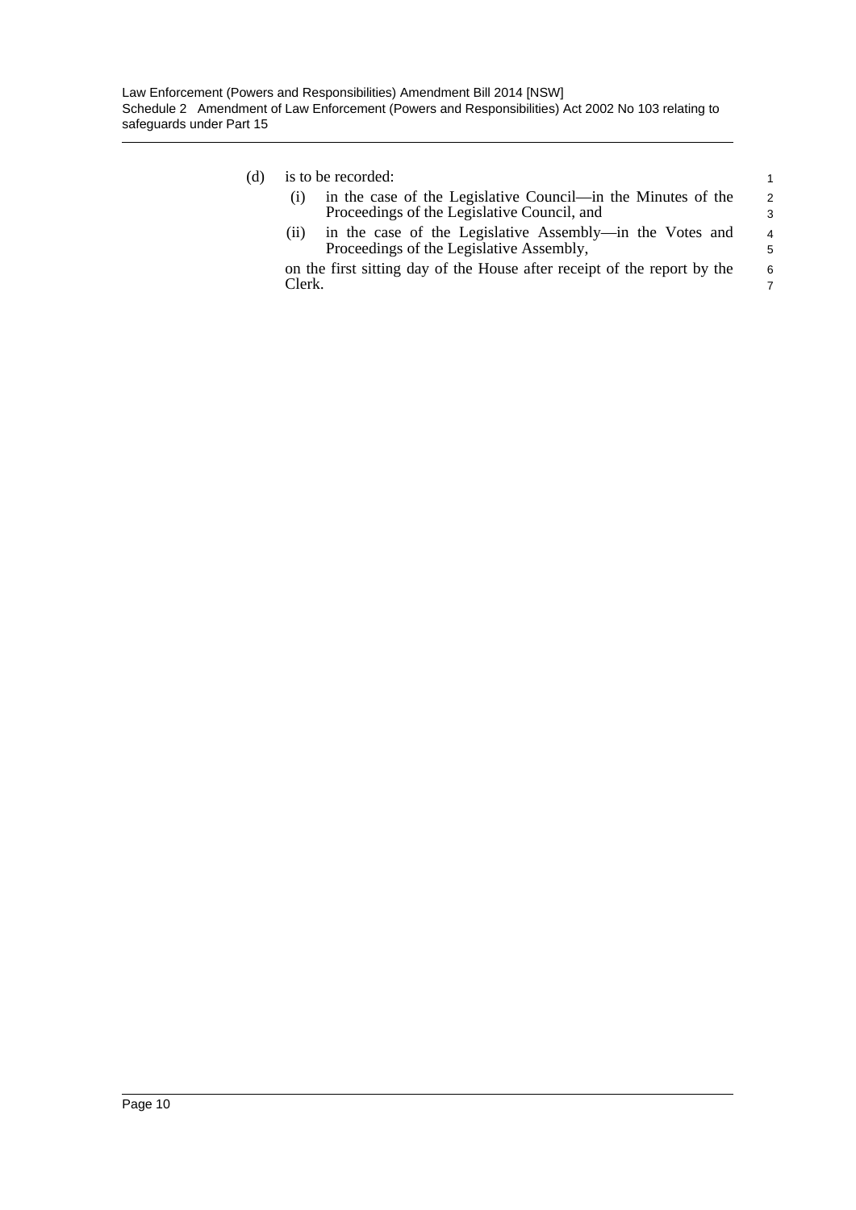(d) is to be recorded:

(i) in the case of the Legislative Council—in the Minutes of the Proceedings of the Legislative Council, and

(ii) in the case of the Legislative Assembly—in the Votes and Proceedings of the Legislative Assembly,

on the first sitting day of the House after receipt of the report by the Clerk.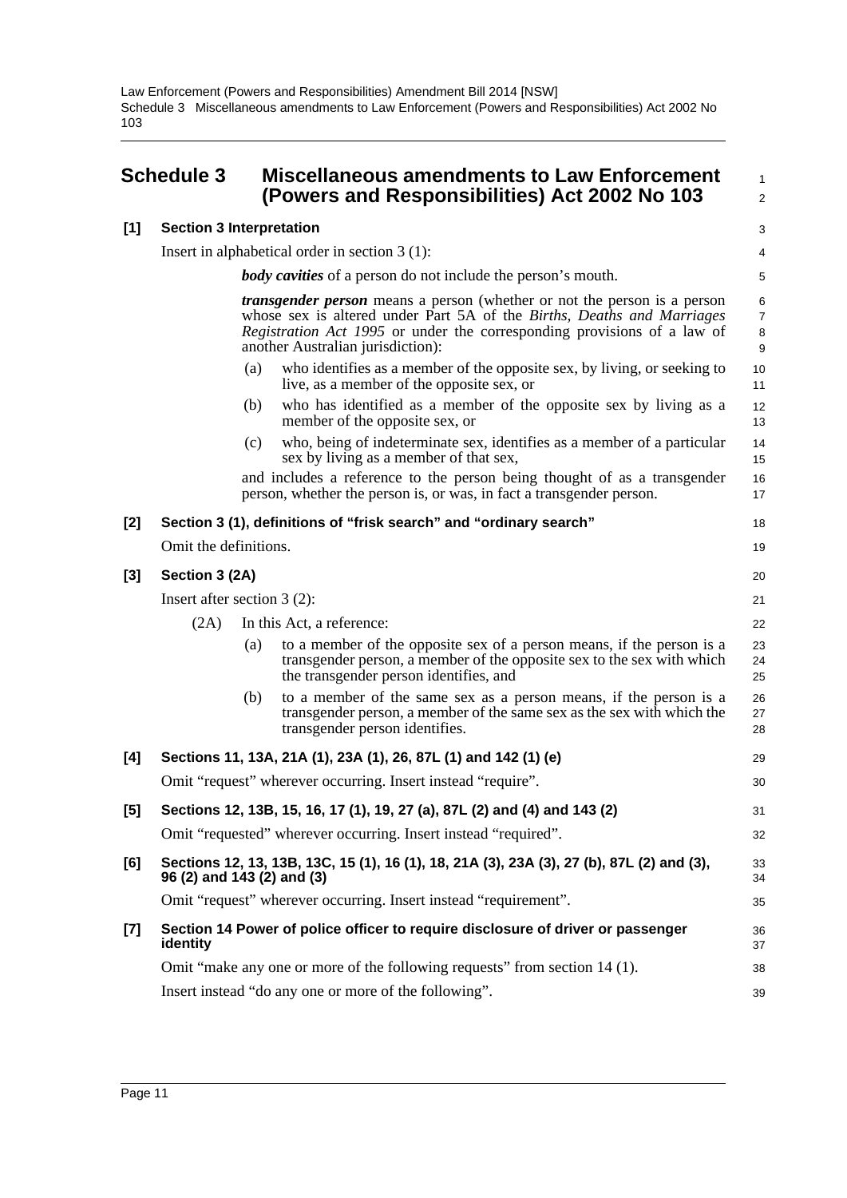## Schedule 3 Miscellaneous amendments to Law Enforcement (Powers and Responsibilities) Act 2002 No 103

**[1] Section 3 Interpretation**

Insert in alphabetical order in section 3 (1):

> ***body cavities*** of a person do not include the person's mouth.
>
> ***transgender person*** means a person (whether or not the person is a person whose sex is altered under Part 5A of the *Births, Deaths and Marriages Registration Act 1995* or under the corresponding provisions of a law of another Australian jurisdiction):
>
> (a) who identifies as a member of the opposite sex, by living, or seeking to live, as a member of the opposite sex, or
>
> (b) who has identified as a member of the opposite sex by living as a member of the opposite sex, or
>
> (c) who, being of indeterminate sex, identifies as a member of a particular sex by living as a member of that sex,
>
> and includes a reference to the person being thought of as a transgender person, whether the person is, or was, in fact a transgender person.

**[2] Section 3 (1), definitions of "frisk search" and "ordinary search"**

Omit the definitions.

**[3] Section 3 (2A)**

Insert after section 3 (2):

> (2A) In this Act, a reference:
>
> (a) to a member of the opposite sex of a person means, if the person is a transgender person, a member of the opposite sex to the sex with which the transgender person identifies, and
>
> (b) to a member of the same sex as a person means, if the person is a transgender person, a member of the same sex as the sex with which the transgender person identifies.

**[4] Sections 11, 13A, 21A (1), 23A (1), 26, 87L (1) and 142 (1) (e)**

Omit "request" wherever occurring. Insert instead "require".

**[5] Sections 12, 13B, 15, 16, 17 (1), 19, 27 (a), 87L (2) and (4) and 143 (2)**

Omit "requested" wherever occurring. Insert instead "required".

**[6] Sections 12, 13, 13B, 13C, 15 (1), 16 (1), 18, 21A (3), 23A (3), 27 (b), 87L (2) and (3), 96 (2) and 143 (2) and (3)**

Omit "request" wherever occurring. Insert instead "requirement".

**[7] Section 14 Power of police officer to require disclosure of driver or passenger identity**

Omit "make any one or more of the following requests" from section 14 (1).

Insert instead "do any one or more of the following".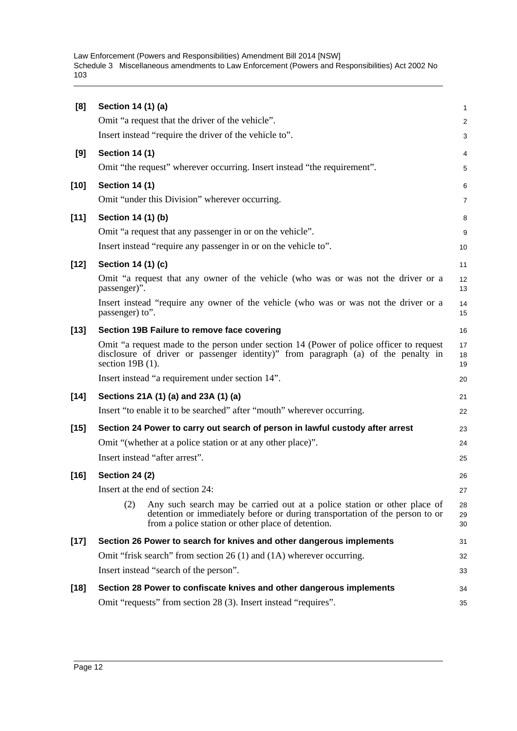**[8] Section 14 (1) (a)**

Omit "a request that the driver of the vehicle".

Insert instead "require the driver of the vehicle to".

**[9] Section 14 (1)**

Omit "the request" wherever occurring. Insert instead "the requirement".

**[10] Section 14 (1)**

Omit "under this Division" wherever occurring.

**[11] Section 14 (1) (b)**

Omit "a request that any passenger in or on the vehicle".

Insert instead "require any passenger in or on the vehicle to".

**[12] Section 14 (1) (c)**

Omit "a request that any owner of the vehicle (who was or was not the driver or a passenger)".

Insert instead "require any owner of the vehicle (who was or was not the driver or a passenger) to".

**[13] Section 19B Failure to remove face covering**

Omit "a request made to the person under section 14 (Power of police officer to request disclosure of driver or passenger identity)" from paragraph (a) of the penalty in section 19B (1).

Insert instead "a requirement under section 14".

**[14] Sections 21A (1) (a) and 23A (1) (a)**

Insert "to enable it to be searched" after "mouth" wherever occurring.

**[15] Section 24 Power to carry out search of person in lawful custody after arrest**

Omit "(whether at a police station or at any other place)".

Insert instead "after arrest".

**[16] Section 24 (2)**

Insert at the end of section 24:

> (2) Any such search may be carried out at a police station or other place of detention or immediately before or during transportation of the person to or from a police station or other place of detention.

**[17] Section 26 Power to search for knives and other dangerous implements**

Omit "frisk search" from section 26 (1) and (1A) wherever occurring.

Insert instead "search of the person".

**[18] Section 28 Power to confiscate knives and other dangerous implements**

Omit "requests" from section 28 (3). Insert instead "requires".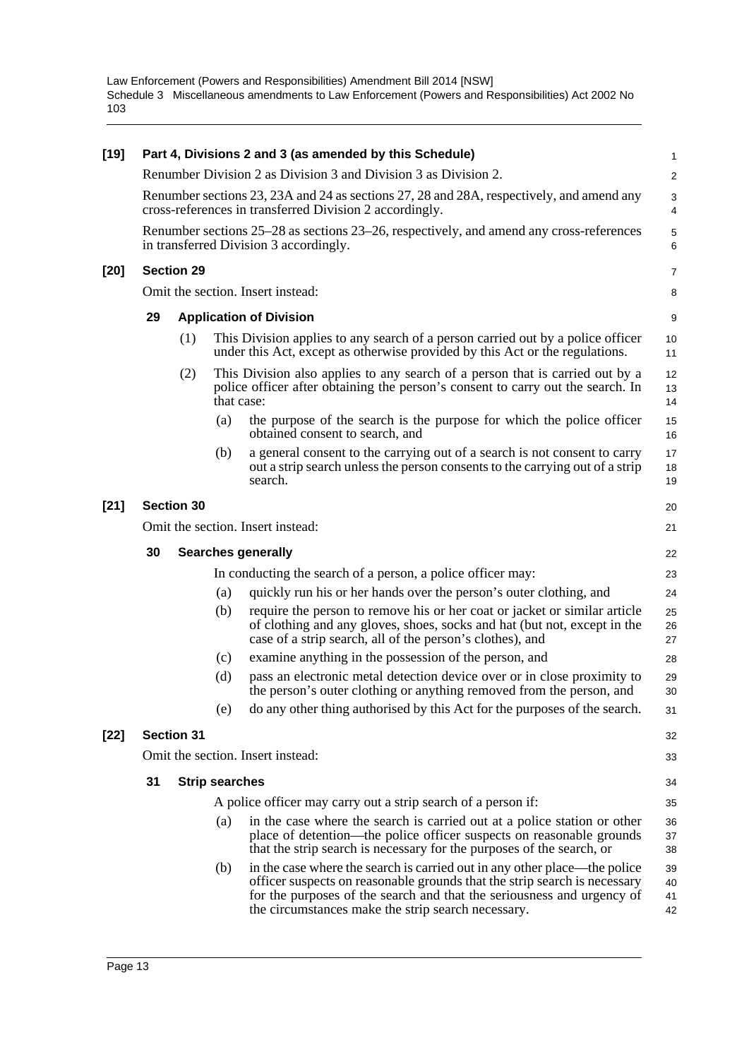**[19] Part 4, Divisions 2 and 3 (as amended by this Schedule)**

Renumber Division 2 as Division 3 and Division 3 as Division 2.

Renumber sections 23, 23A and 24 as sections 27, 28 and 28A, respectively, and amend any cross-references in transferred Division 2 accordingly.

Renumber sections 25–28 as sections 23–26, respectively, and amend any cross-references in transferred Division 3 accordingly.

**[20] Section 29**

Omit the section. Insert instead:

**29 Application of Division**

(1) This Division applies to any search of a person carried out by a police officer under this Act, except as otherwise provided by this Act or the regulations.

(2) This Division also applies to any search of a person that is carried out by a police officer after obtaining the person's consent to carry out the search. In that case:

(a) the purpose of the search is the purpose for which the police officer obtained consent to search, and

(b) a general consent to the carrying out of a search is not consent to carry out a strip search unless the person consents to the carrying out of a strip search.

**[21] Section 30**

Omit the section. Insert instead:

**30 Searches generally**

In conducting the search of a person, a police officer may:

(a) quickly run his or her hands over the person's outer clothing, and

(b) require the person to remove his or her coat or jacket or similar article of clothing and any gloves, shoes, socks and hat (but not, except in the case of a strip search, all of the person's clothes), and

(c) examine anything in the possession of the person, and

(d) pass an electronic metal detection device over or in close proximity to the person's outer clothing or anything removed from the person, and

(e) do any other thing authorised by this Act for the purposes of the search.

**[22] Section 31**

Omit the section. Insert instead:

**31 Strip searches**

A police officer may carry out a strip search of a person if:

(a) in the case where the search is carried out at a police station or other place of detention—the police officer suspects on reasonable grounds that the strip search is necessary for the purposes of the search, or

(b) in the case where the search is carried out in any other place—the police officer suspects on reasonable grounds that the strip search is necessary for the purposes of the search and that the seriousness and urgency of the circumstances make the strip search necessary.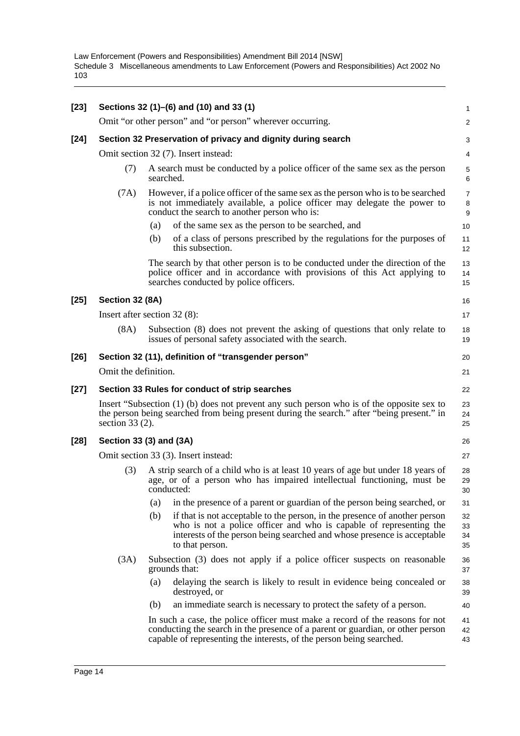**[23] Sections 32 (1)–(6) and (10) and 33 (1)**

Omit "or other person" and "or person" wherever occurring.

**[24] Section 32 Preservation of privacy and dignity during search**

Omit section 32 (7). Insert instead:

(7) A search must be conducted by a police officer of the same sex as the person searched.

(7A) However, if a police officer of the same sex as the person who is to be searched is not immediately available, a police officer may delegate the power to conduct the search to another person who is:

(a) of the same sex as the person to be searched, and

(b) of a class of persons prescribed by the regulations for the purposes of this subsection.

The search by that other person is to be conducted under the direction of the police officer and in accordance with provisions of this Act applying to searches conducted by police officers.

**[25] Section 32 (8A)**

Insert after section 32 (8):

(8A) Subsection (8) does not prevent the asking of questions that only relate to issues of personal safety associated with the search.

**[26] Section 32 (11), definition of "transgender person"**

Omit the definition.

**[27] Section 33 Rules for conduct of strip searches**

Insert "Subsection (1) (b) does not prevent any such person who is of the opposite sex to the person being searched from being present during the search." after "being present." in section 33 (2).

**[28] Section 33 (3) and (3A)**

Omit section 33 (3). Insert instead:

(3) A strip search of a child who is at least 10 years of age but under 18 years of age, or of a person who has impaired intellectual functioning, must be conducted:

(a) in the presence of a parent or guardian of the person being searched, or

(b) if that is not acceptable to the person, in the presence of another person who is not a police officer and who is capable of representing the interests of the person being searched and whose presence is acceptable to that person.

(3A) Subsection (3) does not apply if a police officer suspects on reasonable grounds that:

(a) delaying the search is likely to result in evidence being concealed or destroyed, or

(b) an immediate search is necessary to protect the safety of a person.

In such a case, the police officer must make a record of the reasons for not conducting the search in the presence of a parent or guardian, or other person capable of representing the interests, of the person being searched.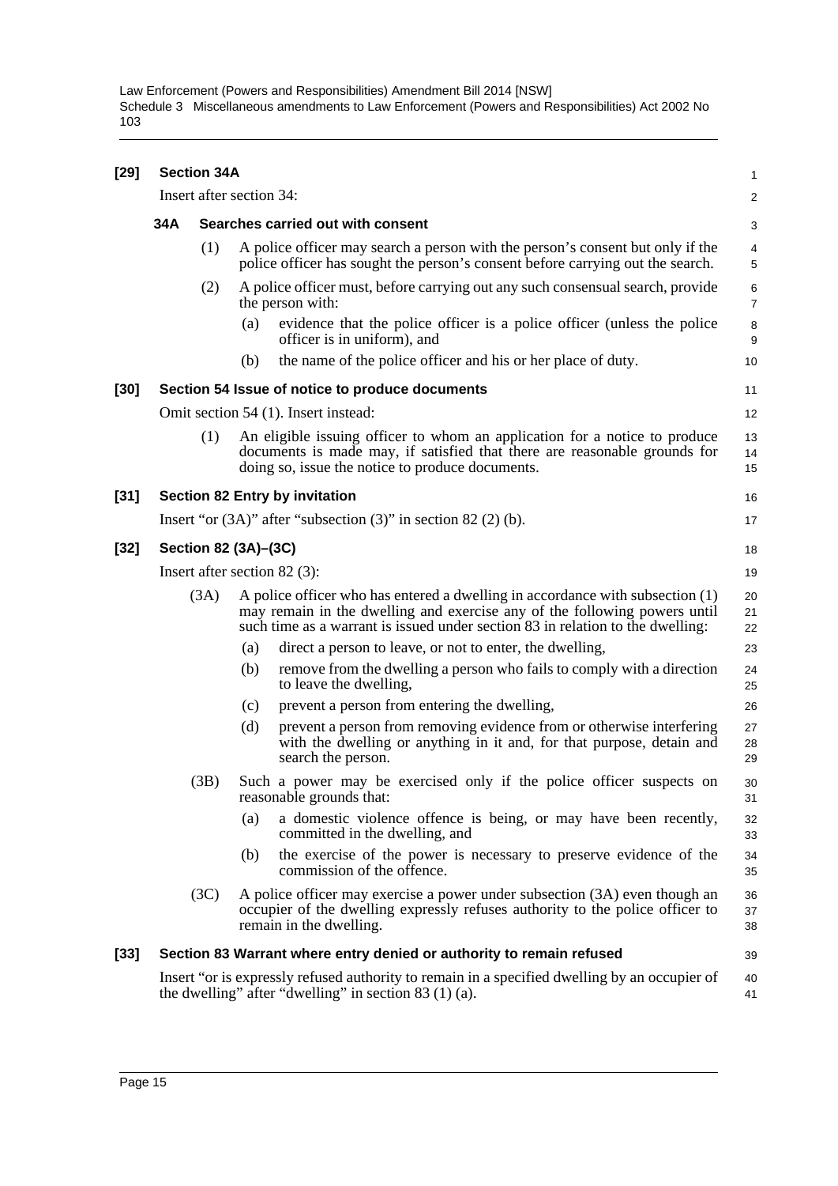**[29] Section 34A**

Insert after section 34:

**34A Searches carried out with consent**

(1) A police officer may search a person with the person's consent but only if the police officer has sought the person's consent before carrying out the search.

(2) A police officer must, before carrying out any such consensual search, provide the person with:

(a) evidence that the police officer is a police officer (unless the police officer is in uniform), and

(b) the name of the police officer and his or her place of duty.

**[30] Section 54 Issue of notice to produce documents**

Omit section 54 (1). Insert instead:

(1) An eligible issuing officer to whom an application for a notice to produce documents is made may, if satisfied that there are reasonable grounds for doing so, issue the notice to produce documents.

**[31] Section 82 Entry by invitation**

Insert "or (3A)" after "subsection (3)" in section 82 (2) (b).

**[32] Section 82 (3A)–(3C)**

Insert after section 82 (3):

(3A) A police officer who has entered a dwelling in accordance with subsection (1) may remain in the dwelling and exercise any of the following powers until such time as a warrant is issued under section 83 in relation to the dwelling:

(a) direct a person to leave, or not to enter, the dwelling,

(b) remove from the dwelling a person who fails to comply with a direction to leave the dwelling,

(c) prevent a person from entering the dwelling,

(d) prevent a person from removing evidence from or otherwise interfering with the dwelling or anything in it and, for that purpose, detain and search the person.

(3B) Such a power may be exercised only if the police officer suspects on reasonable grounds that:

(a) a domestic violence offence is being, or may have been recently, committed in the dwelling, and

(b) the exercise of the power is necessary to preserve evidence of the commission of the offence.

(3C) A police officer may exercise a power under subsection (3A) even though an occupier of the dwelling expressly refuses authority to the police officer to remain in the dwelling.

**[33] Section 83 Warrant where entry denied or authority to remain refused**

Insert "or is expressly refused authority to remain in a specified dwelling by an occupier of the dwelling" after "dwelling" in section 83 (1) (a).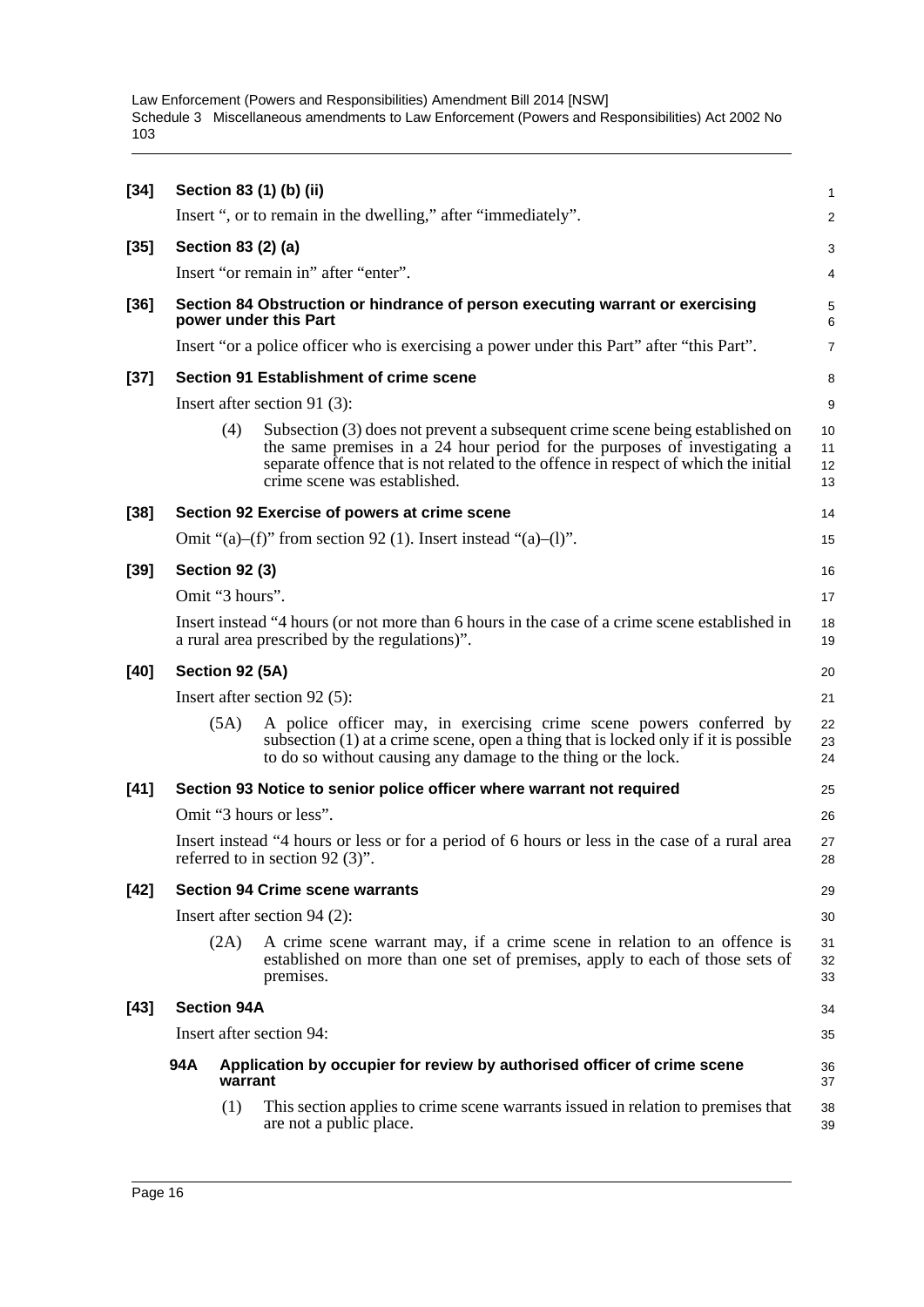**[34] Section 83 (1) (b) (ii)**

Insert ", or to remain in the dwelling," after "immediately".

**[35] Section 83 (2) (a)**

Insert "or remain in" after "enter".

**[36] Section 84 Obstruction or hindrance of person executing warrant or exercising power under this Part**

Insert "or a police officer who is exercising a power under this Part" after "this Part".

**[37] Section 91 Establishment of crime scene**

Insert after section 91 (3):

(4) Subsection (3) does not prevent a subsequent crime scene being established on the same premises in a 24 hour period for the purposes of investigating a separate offence that is not related to the offence in respect of which the initial crime scene was established.

**[38] Section 92 Exercise of powers at crime scene**

Omit "(a)–(f)" from section 92 (1). Insert instead "(a)–(l)".

**[39] Section 92 (3)**

Omit "3 hours".

Insert instead "4 hours (or not more than 6 hours in the case of a crime scene established in a rural area prescribed by the regulations)".

**[40] Section 92 (5A)**

Insert after section 92 (5):

(5A) A police officer may, in exercising crime scene powers conferred by subsection (1) at a crime scene, open a thing that is locked only if it is possible to do so without causing any damage to the thing or the lock.

**[41] Section 93 Notice to senior police officer where warrant not required**

Omit "3 hours or less".

Insert instead "4 hours or less or for a period of 6 hours or less in the case of a rural area referred to in section 92 (3)".

**[42] Section 94 Crime scene warrants**

Insert after section 94 (2):

(2A) A crime scene warrant may, if a crime scene in relation to an offence is established on more than one set of premises, apply to each of those sets of premises.

**[43] Section 94A**

Insert after section 94:

**94A Application by occupier for review by authorised officer of crime scene warrant**

(1) This section applies to crime scene warrants issued in relation to premises that are not a public place.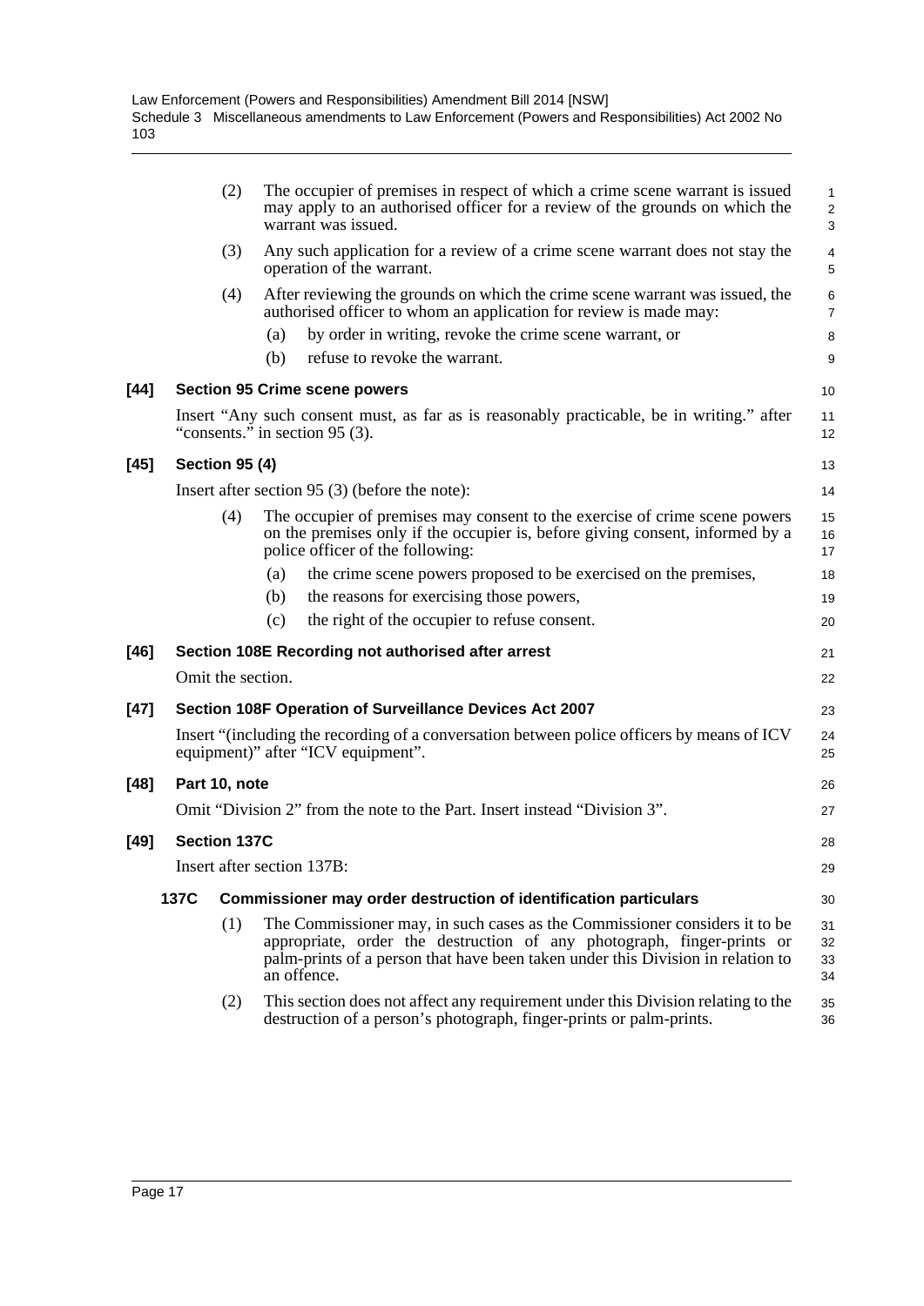(2) The occupier of premises in respect of which a crime scene warrant is issued may apply to an authorised officer for a review of the grounds on which the warrant was issued.

(3) Any such application for a review of a crime scene warrant does not stay the operation of the warrant.

(4) After reviewing the grounds on which the crime scene warrant was issued, the authorised officer to whom an application for review is made may:

(a) by order in writing, revoke the crime scene warrant, or

(b) refuse to revoke the warrant.

**[44] Section 95 Crime scene powers**

Insert "Any such consent must, as far as is reasonably practicable, be in writing." after "consents." in section 95 (3).

**[45] Section 95 (4)**

Insert after section 95 (3) (before the note):

(4) The occupier of premises may consent to the exercise of crime scene powers on the premises only if the occupier is, before giving consent, informed by a police officer of the following:

(a) the crime scene powers proposed to be exercised on the premises,

(b) the reasons for exercising those powers,

(c) the right of the occupier to refuse consent.

**[46] Section 108E Recording not authorised after arrest**

Omit the section.

**[47] Section 108F Operation of Surveillance Devices Act 2007**

Insert "(including the recording of a conversation between police officers by means of ICV equipment)" after "ICV equipment".

**[48] Part 10, note**

Omit "Division 2" from the note to the Part. Insert instead "Division 3".

**[49] Section 137C**

Insert after section 137B:

**137C Commissioner may order destruction of identification particulars**

(1) The Commissioner may, in such cases as the Commissioner considers it to be appropriate, order the destruction of any photograph, finger-prints or palm-prints of a person that have been taken under this Division in relation to an offence.

(2) This section does not affect any requirement under this Division relating to the destruction of a person's photograph, finger-prints or palm-prints.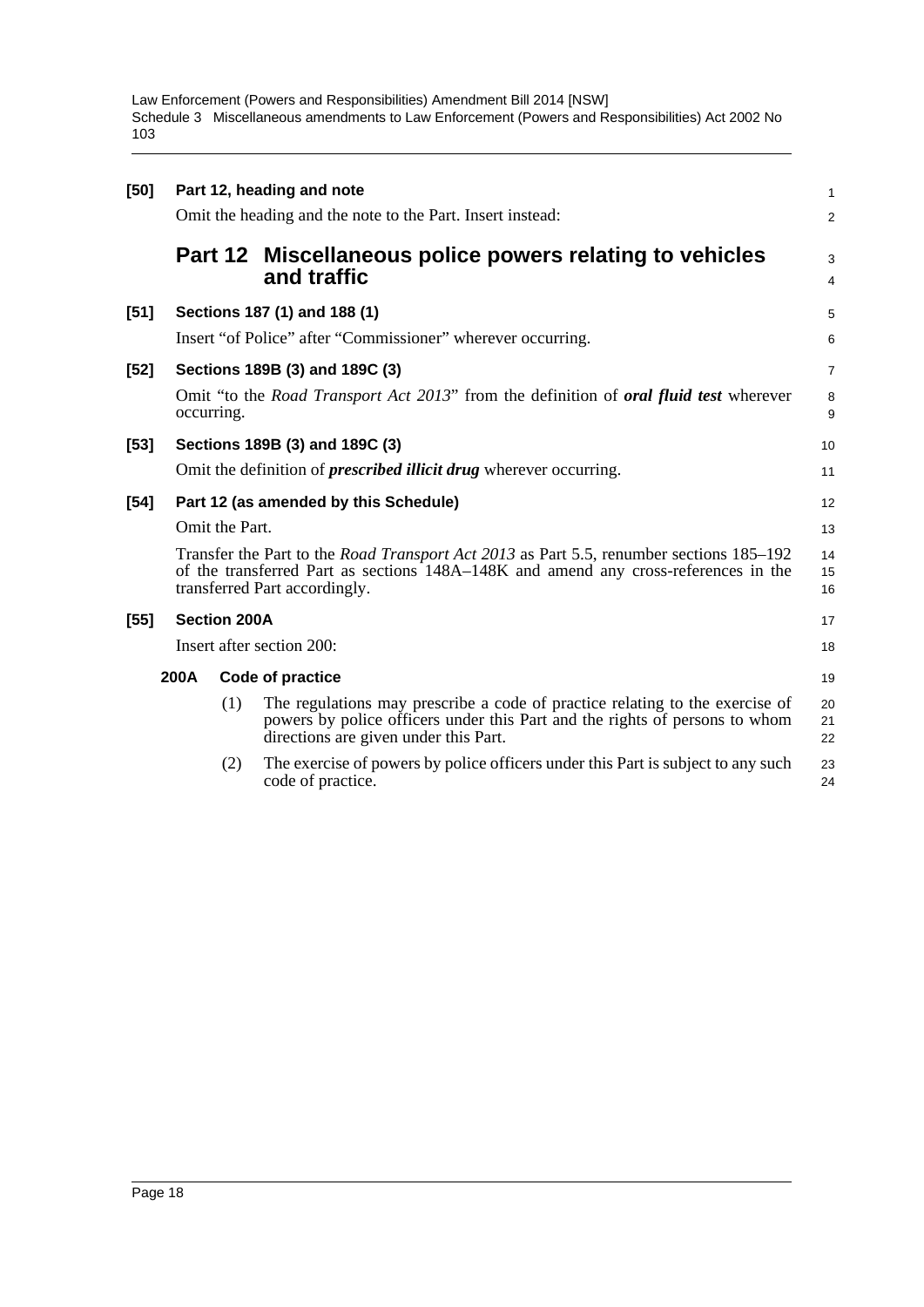**[50] Part 12, heading and note**

Omit the heading and the note to the Part. Insert instead:

## Part 12 Miscellaneous police powers relating to vehicles and traffic

**[51] Sections 187 (1) and 188 (1)**

Insert "of Police" after "Commissioner" wherever occurring.

**[52] Sections 189B (3) and 189C (3)**

Omit "to the *Road Transport Act 2013*" from the definition of ***oral fluid test*** wherever occurring.

**[53] Sections 189B (3) and 189C (3)**

Omit the definition of ***prescribed illicit drug*** wherever occurring.

**[54] Part 12 (as amended by this Schedule)**

Omit the Part.

Transfer the Part to the *Road Transport Act 2013* as Part 5.5, renumber sections 185–192 of the transferred Part as sections 148A–148K and amend any cross-references in the transferred Part accordingly.

**[55] Section 200A**

Insert after section 200:

**200A Code of practice**

(1) The regulations may prescribe a code of practice relating to the exercise of powers by police officers under this Part and the rights of persons to whom directions are given under this Part.

(2) The exercise of powers by police officers under this Part is subject to any such code of practice.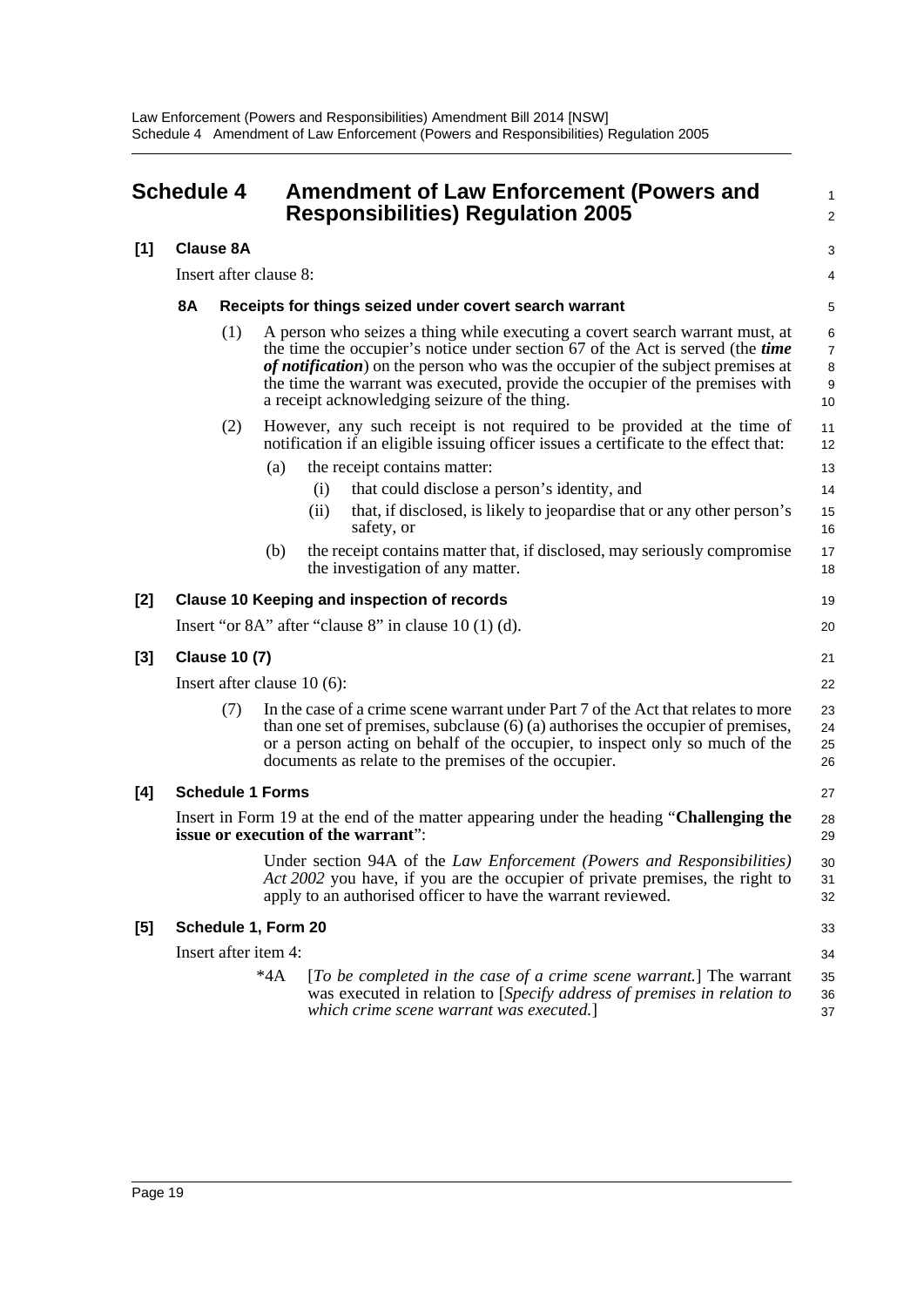# Schedule 4 Amendment of Law Enforcement (Powers and Responsibilities) Regulation 2005

**[1] Clause 8A**

Insert after clause 8:

**8A Receipts for things seized under covert search warrant**

(1) A person who seizes a thing while executing a covert search warrant must, at the time the occupier's notice under section 67 of the Act is served (the ***time of notification***) on the person who was the occupier of the subject premises at the time the warrant was executed, provide the occupier of the premises with a receipt acknowledging seizure of the thing.

(2) However, any such receipt is not required to be provided at the time of notification if an eligible issuing officer issues a certificate to the effect that:

(a) the receipt contains matter:

(i) that could disclose a person's identity, and

(ii) that, if disclosed, is likely to jeopardise that or any other person's safety, or

(b) the receipt contains matter that, if disclosed, may seriously compromise the investigation of any matter.

**[2] Clause 10 Keeping and inspection of records**

Insert "or 8A" after "clause 8" in clause 10 (1) (d).

**[3] Clause 10 (7)**

Insert after clause 10 (6):

(7) In the case of a crime scene warrant under Part 7 of the Act that relates to more than one set of premises, subclause (6) (a) authorises the occupier of premises, or a person acting on behalf of the occupier, to inspect only so much of the documents as relate to the premises of the occupier.

**[4] Schedule 1 Forms**

Insert in Form 19 at the end of the matter appearing under the heading "**Challenging the issue or execution of the warrant**":

Under section 94A of the *Law Enforcement (Powers and Responsibilities) Act 2002* you have, if you are the occupier of private premises, the right to apply to an authorised officer to have the warrant reviewed.

**[5] Schedule 1, Form 20**

Insert after item 4:

*4A [*To be completed in the case of a crime scene warrant.*] The warrant was executed in relation to [*Specify address of premises in relation to which crime scene warrant was executed.*]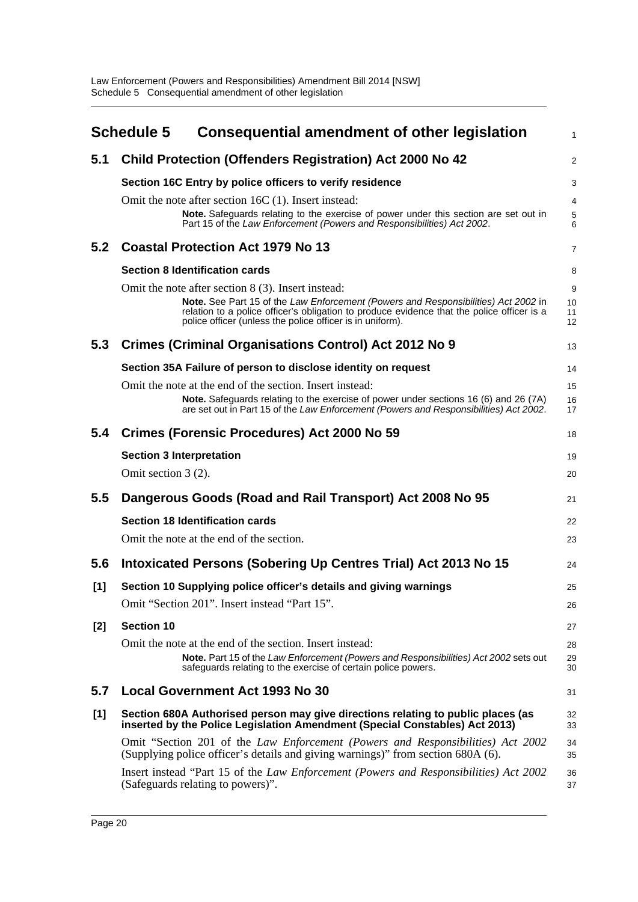# Schedule 5 Consequential amendment of other legislation

## 5.1 Child Protection (Offenders Registration) Act 2000 No 42

### Section 16C Entry by police officers to verify residence

Omit the note after section 16C (1). Insert instead:

> **Note.** Safeguards relating to the exercise of power under this section are set out in Part 15 of the *Law Enforcement (Powers and Responsibilities) Act 2002*.

## 5.2 Coastal Protection Act 1979 No 13

### Section 8 Identification cards

Omit the note after section 8 (3). Insert instead:

> **Note.** See Part 15 of the *Law Enforcement (Powers and Responsibilities) Act 2002* in relation to a police officer's obligation to produce evidence that the police officer is a police officer (unless the police officer is in uniform).

## 5.3 Crimes (Criminal Organisations Control) Act 2012 No 9

### Section 35A Failure of person to disclose identity on request

Omit the note at the end of the section. Insert instead:

> **Note.** Safeguards relating to the exercise of power under sections 16 (6) and 26 (7A) are set out in Part 15 of the *Law Enforcement (Powers and Responsibilities) Act 2002*.

## 5.4 Crimes (Forensic Procedures) Act 2000 No 59

### Section 3 Interpretation

Omit section 3 (2).

## 5.5 Dangerous Goods (Road and Rail Transport) Act 2008 No 95

### Section 18 Identification cards

Omit the note at the end of the section.

## 5.6 Intoxicated Persons (Sobering Up Centres Trial) Act 2013 No 15

### [1] Section 10 Supplying police officer's details and giving warnings

Omit "Section 201". Insert instead "Part 15".

### [2] Section 10

Omit the note at the end of the section. Insert instead:

> **Note.** Part 15 of the *Law Enforcement (Powers and Responsibilities) Act 2002* sets out safeguards relating to the exercise of certain police powers.

## 5.7 Local Government Act 1993 No 30

### [1] Section 680A Authorised person may give directions relating to public places (as inserted by the Police Legislation Amendment (Special Constables) Act 2013)

Omit "Section 201 of the *Law Enforcement (Powers and Responsibilities) Act 2002* (Supplying police officer's details and giving warnings)" from section 680A (6).

Insert instead "Part 15 of the *Law Enforcement (Powers and Responsibilities) Act 2002* (Safeguards relating to powers)".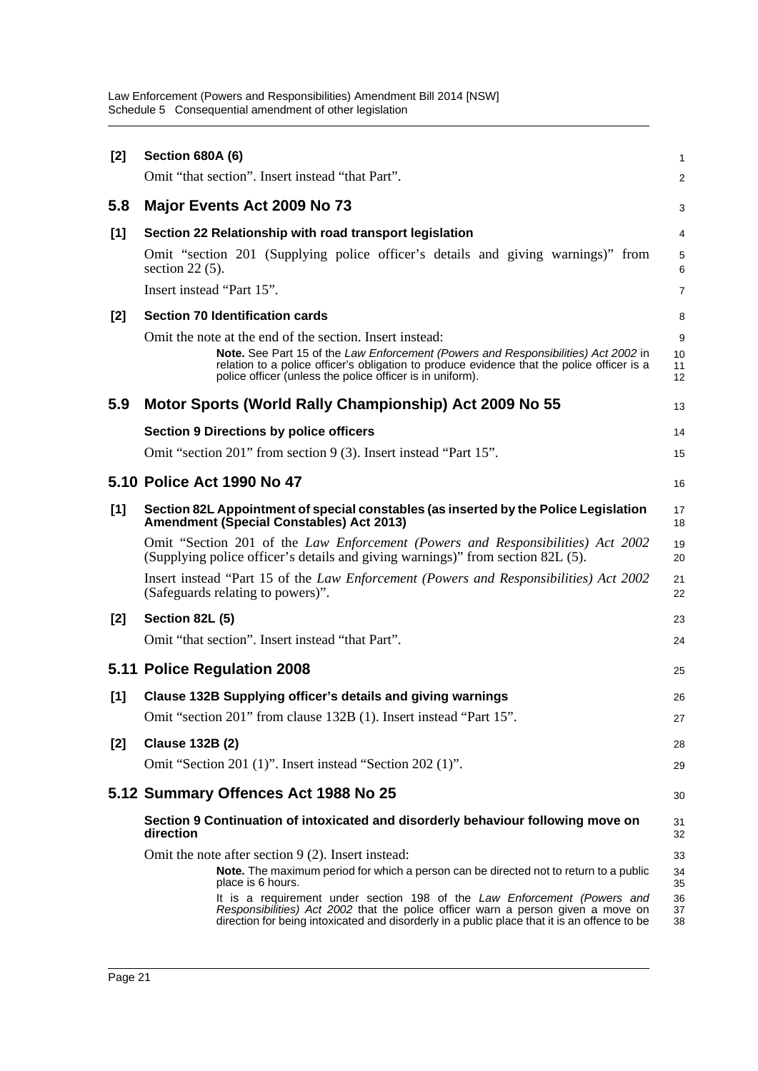**[2] Section 680A (6)**

Omit "that section". Insert instead "that Part".

## 5.8 Major Events Act 2009 No 73

**[1] Section 22 Relationship with road transport legislation**

Omit "section 201 (Supplying police officer's details and giving warnings)" from section 22 (5).

Insert instead "Part 15".

**[2] Section 70 Identification cards**

Omit the note at the end of the section. Insert instead:

> **Note.** See Part 15 of the *Law Enforcement (Powers and Responsibilities) Act 2002* in relation to a police officer's obligation to produce evidence that the police officer is a police officer (unless the police officer is in uniform).

## 5.9 Motor Sports (World Rally Championship) Act 2009 No 55

**Section 9 Directions by police officers**

Omit "section 201" from section 9 (3). Insert instead "Part 15".

## 5.10 Police Act 1990 No 47

**[1] Section 82L Appointment of special constables (as inserted by the Police Legislation Amendment (Special Constables) Act 2013)**

Omit "Section 201 of the *Law Enforcement (Powers and Responsibilities) Act 2002* (Supplying police officer's details and giving warnings)" from section 82L (5).

Insert instead "Part 15 of the *Law Enforcement (Powers and Responsibilities) Act 2002* (Safeguards relating to powers)".

**[2] Section 82L (5)**

Omit "that section". Insert instead "that Part".

## 5.11 Police Regulation 2008

**[1] Clause 132B Supplying officer's details and giving warnings**

Omit "section 201" from clause 132B (1). Insert instead "Part 15".

**[2] Clause 132B (2)**

Omit "Section 201 (1)". Insert instead "Section 202 (1)".

## 5.12 Summary Offences Act 1988 No 25

**Section 9 Continuation of intoxicated and disorderly behaviour following move on direction**

Omit the note after section 9 (2). Insert instead:

> **Note.** The maximum period for which a person can be directed not to return to a public place is 6 hours.
>
> It is a requirement under section 198 of the *Law Enforcement (Powers and Responsibilities) Act 2002* that the police officer warn a person given a move on direction for being intoxicated and disorderly in a public place that it is an offence to be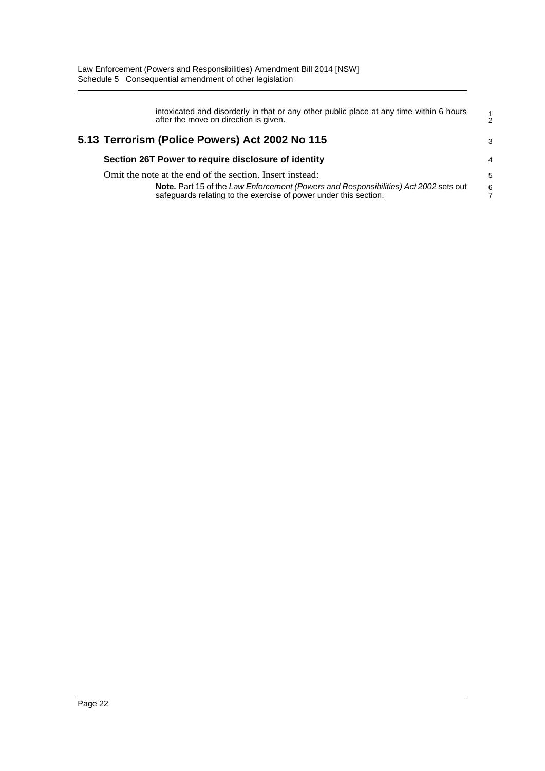intoxicated and disorderly in that or any other public place at any time within 6 hours after the move on direction is given.

## 5.13 Terrorism (Police Powers) Act 2002 No 115

### Section 26T Power to require disclosure of identity

Omit the note at the end of the section. Insert instead:

**Note.** Part 15 of the *Law Enforcement (Powers and Responsibilities) Act 2002* sets out safeguards relating to the exercise of power under this section.